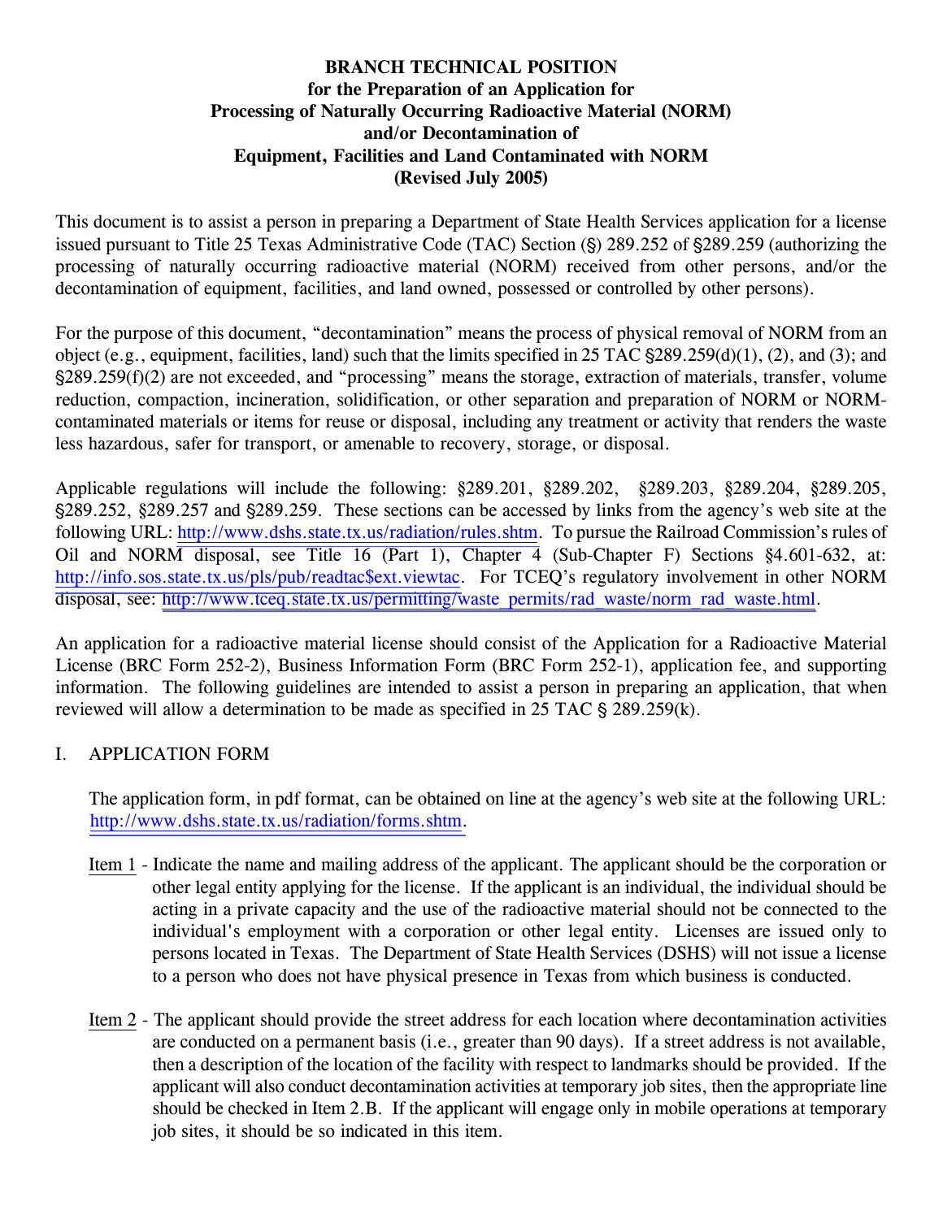**BRANCH TECHNICAL POSITION**
**for the Preparation of an Application for**
**Processing of Naturally Occurring Radioactive Material (NORM)**
**and/or Decontamination of**
**Equipment, Facilities and Land Contaminated with NORM**
**(Revised July 2005)**

This document is to assist a person in preparing a Department of State Health Services application for a license issued pursuant to Title 25 Texas Administrative Code (TAC) Section (§) 289.252 of §289.259 (authorizing the processing of naturally occurring radioactive material (NORM) received from other persons, and/or the decontamination of equipment, facilities, and land owned, possessed or controlled by other persons).

For the purpose of this document, "decontamination" means the process of physical removal of NORM from an object (e.g., equipment, facilities, land) such that the limits specified in 25 TAC §289.259(d)(1), (2), and (3); and §289.259(f)(2) are not exceeded, and "processing" means the storage, extraction of materials, transfer, volume reduction, compaction, incineration, solidification, or other separation and preparation of NORM or NORM-contaminated materials or items for reuse or disposal, including any treatment or activity that renders the waste less hazardous, safer for transport, or amenable to recovery, storage, or disposal.

Applicable regulations will include the following: §289.201, §289.202, §289.203, §289.204, §289.205, §289.252, §289.257 and §289.259. These sections can be accessed by links from the agency's web site at the following URL: http://www.dshs.state.tx.us/radiation/rules.shtm. To pursue the Railroad Commission's rules of Oil and NORM disposal, see Title 16 (Part 1), Chapter 4 (Sub-Chapter F) Sections §4.601-632, at: http://info.sos.state.tx.us/pls/pub/readtac$ext.viewtac. For TCEQ's regulatory involvement in other NORM disposal, see: http://www.tceq.state.tx.us/permitting/waste_permits/rad_waste/norm_rad_waste.html.

An application for a radioactive material license should consist of the Application for a Radioactive Material License (BRC Form 252-2), Business Information Form (BRC Form 252-1), application fee, and supporting information. The following guidelines are intended to assist a person in preparing an application, that when reviewed will allow a determination to be made as specified in 25 TAC § 289.259(k).

## I. APPLICATION FORM

The application form, in pdf format, can be obtained on line at the agency's web site at the following URL: http://www.dshs.state.tx.us/radiation/forms.shtm.

Item 1 - Indicate the name and mailing address of the applicant. The applicant should be the corporation or other legal entity applying for the license. If the applicant is an individual, the individual should be acting in a private capacity and the use of the radioactive material should not be connected to the individual's employment with a corporation or other legal entity. Licenses are issued only to persons located in Texas. The Department of State Health Services (DSHS) will not issue a license to a person who does not have physical presence in Texas from which business is conducted.

Item 2 - The applicant should provide the street address for each location where decontamination activities are conducted on a permanent basis (i.e., greater than 90 days). If a street address is not available, then a description of the location of the facility with respect to landmarks should be provided. If the applicant will also conduct decontamination activities at temporary job sites, then the appropriate line should be checked in Item 2.B. If the applicant will engage only in mobile operations at temporary job sites, it should be so indicated in this item.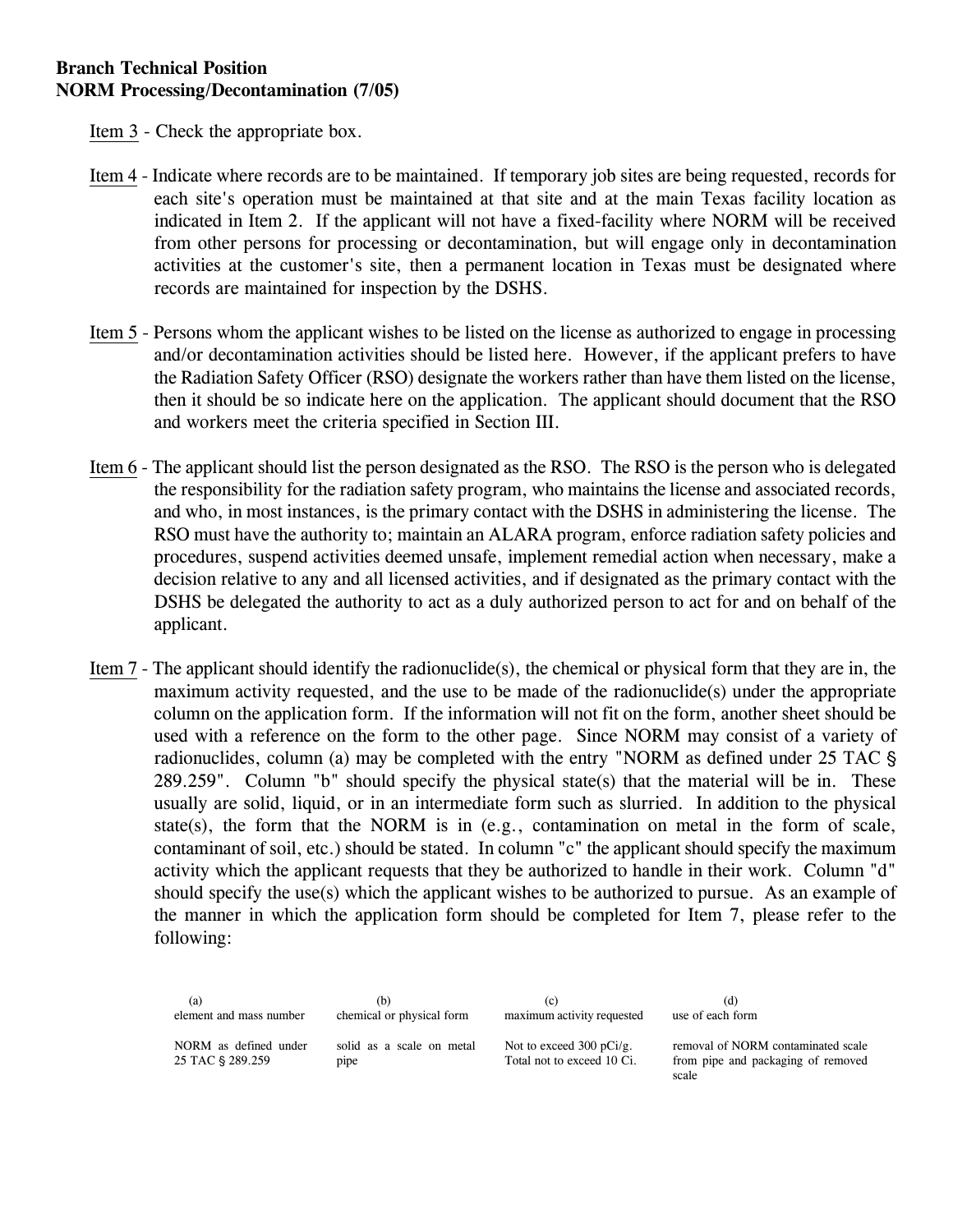**Branch Technical Position**
**NORM Processing/Decontamination (7/05)**

Item 3 - Check the appropriate box.

Item 4 - Indicate where records are to be maintained. If temporary job sites are being requested, records for each site's operation must be maintained at that site and at the main Texas facility location as indicated in Item 2. If the applicant will not have a fixed-facility where NORM will be received from other persons for processing or decontamination, but will engage only in decontamination activities at the customer's site, then a permanent location in Texas must be designated where records are maintained for inspection by the DSHS.

Item 5 - Persons whom the applicant wishes to be listed on the license as authorized to engage in processing and/or decontamination activities should be listed here. However, if the applicant prefers to have the Radiation Safety Officer (RSO) designate the workers rather than have them listed on the license, then it should be so indicate here on the application. The applicant should document that the RSO and workers meet the criteria specified in Section III.

Item 6 - The applicant should list the person designated as the RSO. The RSO is the person who is delegated the responsibility for the radiation safety program, who maintains the license and associated records, and who, in most instances, is the primary contact with the DSHS in administering the license. The RSO must have the authority to; maintain an ALARA program, enforce radiation safety policies and procedures, suspend activities deemed unsafe, implement remedial action when necessary, make a decision relative to any and all licensed activities, and if designated as the primary contact with the DSHS be delegated the authority to act as a duly authorized person to act for and on behalf of the applicant.

Item 7 - The applicant should identify the radionuclide(s), the chemical or physical form that they are in, the maximum activity requested, and the use to be made of the radionuclide(s) under the appropriate column on the application form. If the information will not fit on the form, another sheet should be used with a reference on the form to the other page. Since NORM may consist of a variety of radionuclides, column (a) may be completed with the entry "NORM as defined under 25 TAC § 289.259". Column "b" should specify the physical state(s) that the material will be in. These usually are solid, liquid, or in an intermediate form such as slurried. In addition to the physical state(s), the form that the NORM is in (e.g., contamination on metal in the form of scale, contaminant of soil, etc.) should be stated. In column "c" the applicant should specify the maximum activity which the applicant requests that they be authorized to handle in their work. Column "d" should specify the use(s) which the applicant wishes to be authorized to pursue. As an example of the manner in which the application form should be completed for Item 7, please refer to the following:

| (a) element and mass number | (b) chemical or physical form | (c) maximum activity requested | (d) use of each form |
|---|---|---|---|
| NORM as defined under 25 TAC § 289.259 | solid as a scale on metal pipe | Not to exceed 300 pCi/g. Total not to exceed 10 Ci. | removal of NORM contaminated scale from pipe and packaging of removed scale |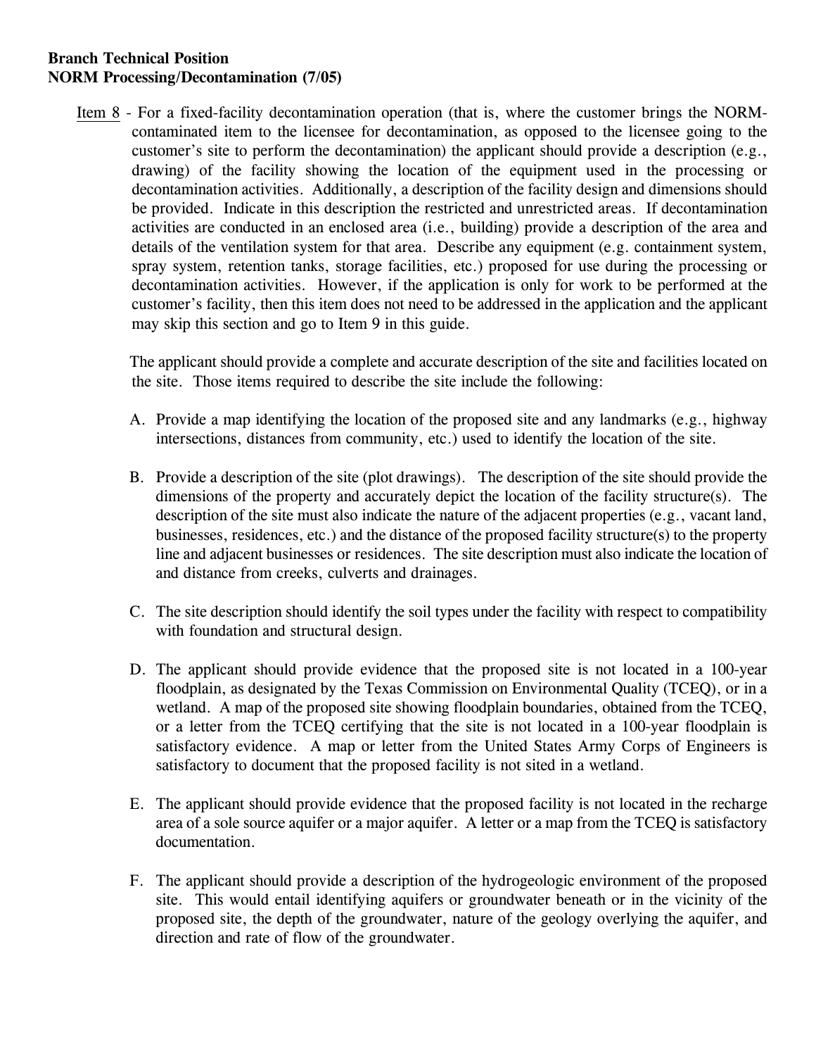**Branch Technical Position**
**NORM Processing/Decontamination (7/05)**

Item 8 - For a fixed-facility decontamination operation (that is, where the customer brings the NORM-contaminated item to the licensee for decontamination, as opposed to the licensee going to the customer's site to perform the decontamination) the applicant should provide a description (e.g., drawing) of the facility showing the location of the equipment used in the processing or decontamination activities. Additionally, a description of the facility design and dimensions should be provided. Indicate in this description the restricted and unrestricted areas. If decontamination activities are conducted in an enclosed area (i.e., building) provide a description of the area and details of the ventilation system for that area. Describe any equipment (e.g. containment system, spray system, retention tanks, storage facilities, etc.) proposed for use during the processing or decontamination activities. However, if the application is only for work to be performed at the customer's facility, then this item does not need to be addressed in the application and the applicant may skip this section and go to Item 9 in this guide.

The applicant should provide a complete and accurate description of the site and facilities located on the site. Those items required to describe the site include the following:

A. Provide a map identifying the location of the proposed site and any landmarks (e.g., highway intersections, distances from community, etc.) used to identify the location of the site.

B. Provide a description of the site (plot drawings). The description of the site should provide the dimensions of the property and accurately depict the location of the facility structure(s). The description of the site must also indicate the nature of the adjacent properties (e.g., vacant land, businesses, residences, etc.) and the distance of the proposed facility structure(s) to the property line and adjacent businesses or residences. The site description must also indicate the location of and distance from creeks, culverts and drainages.

C. The site description should identify the soil types under the facility with respect to compatibility with foundation and structural design.

D. The applicant should provide evidence that the proposed site is not located in a 100-year floodplain, as designated by the Texas Commission on Environmental Quality (TCEQ), or in a wetland. A map of the proposed site showing floodplain boundaries, obtained from the TCEQ, or a letter from the TCEQ certifying that the site is not located in a 100-year floodplain is satisfactory evidence. A map or letter from the United States Army Corps of Engineers is satisfactory to document that the proposed facility is not sited in a wetland.

E. The applicant should provide evidence that the proposed facility is not located in the recharge area of a sole source aquifer or a major aquifer. A letter or a map from the TCEQ is satisfactory documentation.

F. The applicant should provide a description of the hydrogeologic environment of the proposed site. This would entail identifying aquifers or groundwater beneath or in the vicinity of the proposed site, the depth of the groundwater, nature of the geology overlying the aquifer, and direction and rate of flow of the groundwater.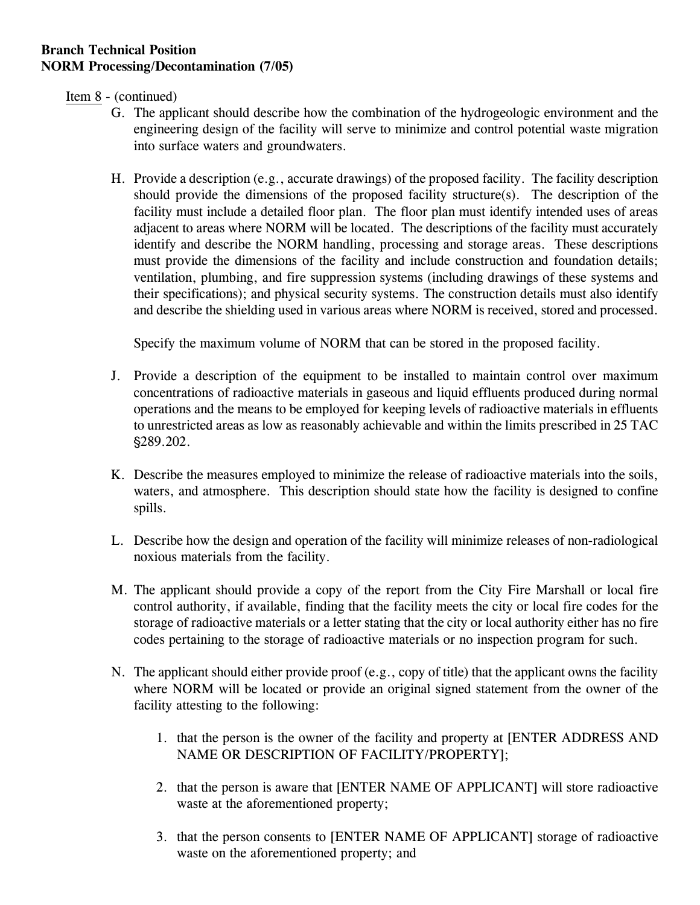**Branch Technical Position**
**NORM Processing/Decontamination (7/05)**

Item 8 - (continued)

G. The applicant should describe how the combination of the hydrogeologic environment and the engineering design of the facility will serve to minimize and control potential waste migration into surface waters and groundwaters.

H. Provide a description (e.g., accurate drawings) of the proposed facility. The facility description should provide the dimensions of the proposed facility structure(s). The description of the facility must include a detailed floor plan. The floor plan must identify intended uses of areas adjacent to areas where NORM will be located. The descriptions of the facility must accurately identify and describe the NORM handling, processing and storage areas. These descriptions must provide the dimensions of the facility and include construction and foundation details; ventilation, plumbing, and fire suppression systems (including drawings of these systems and their specifications); and physical security systems. The construction details must also identify and describe the shielding used in various areas where NORM is received, stored and processed.

   Specify the maximum volume of NORM that can be stored in the proposed facility.

J. Provide a description of the equipment to be installed to maintain control over maximum concentrations of radioactive materials in gaseous and liquid effluents produced during normal operations and the means to be employed for keeping levels of radioactive materials in effluents to unrestricted areas as low as reasonably achievable and within the limits prescribed in 25 TAC §289.202.

K. Describe the measures employed to minimize the release of radioactive materials into the soils, waters, and atmosphere. This description should state how the facility is designed to confine spills.

L. Describe how the design and operation of the facility will minimize releases of non-radiological noxious materials from the facility.

M. The applicant should provide a copy of the report from the City Fire Marshall or local fire control authority, if available, finding that the facility meets the city or local fire codes for the storage of radioactive materials or a letter stating that the city or local authority either has no fire codes pertaining to the storage of radioactive materials or no inspection program for such.

N. The applicant should either provide proof (e.g., copy of title) that the applicant owns the facility where NORM will be located or provide an original signed statement from the owner of the facility attesting to the following:

   1. that the person is the owner of the facility and property at [ENTER ADDRESS AND NAME OR DESCRIPTION OF FACILITY/PROPERTY];

   2. that the person is aware that [ENTER NAME OF APPLICANT] will store radioactive waste at the aforementioned property;

   3. that the person consents to [ENTER NAME OF APPLICANT] storage of radioactive waste on the aforementioned property; and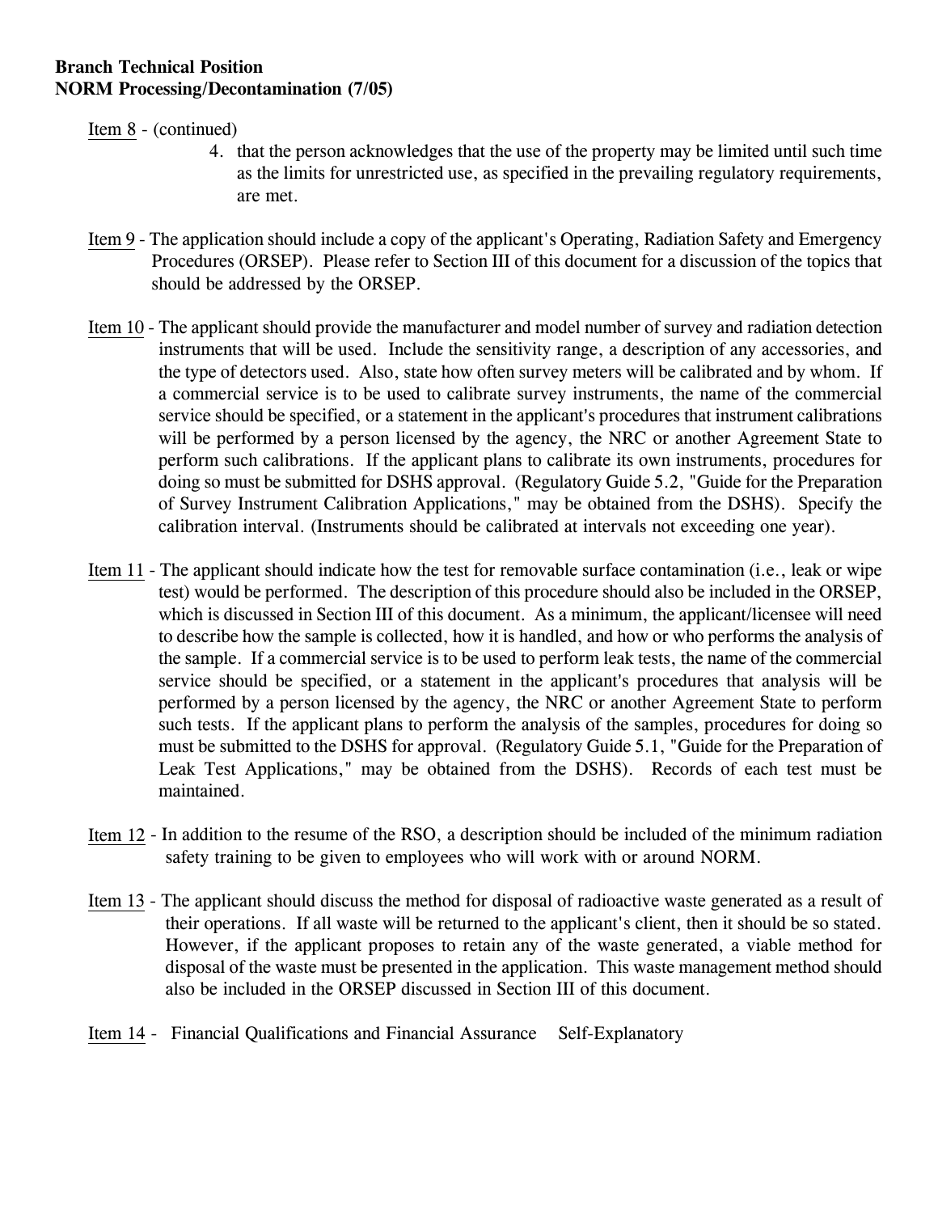Item 8 - (continued)

4. that the person acknowledges that the use of the property may be limited until such time as the limits for unrestricted use, as specified in the prevailing regulatory requirements, are met.

Item 9 - The application should include a copy of the applicant's Operating, Radiation Safety and Emergency Procedures (ORSEP). Please refer to Section III of this document for a discussion of the topics that should be addressed by the ORSEP.

Item 10 - The applicant should provide the manufacturer and model number of survey and radiation detection instruments that will be used. Include the sensitivity range, a description of any accessories, and the type of detectors used. Also, state how often survey meters will be calibrated and by whom. If a commercial service is to be used to calibrate survey instruments, the name of the commercial service should be specified, or a statement in the applicant's procedures that instrument calibrations will be performed by a person licensed by the agency, the NRC or another Agreement State to perform such calibrations. If the applicant plans to calibrate its own instruments, procedures for doing so must be submitted for DSHS approval. (Regulatory Guide 5.2, "Guide for the Preparation of Survey Instrument Calibration Applications," may be obtained from the DSHS). Specify the calibration interval. (Instruments should be calibrated at intervals not exceeding one year).

Item 11 - The applicant should indicate how the test for removable surface contamination (i.e., leak or wipe test) would be performed. The description of this procedure should also be included in the ORSEP, which is discussed in Section III of this document. As a minimum, the applicant/licensee will need to describe how the sample is collected, how it is handled, and how or who performs the analysis of the sample. If a commercial service is to be used to perform leak tests, the name of the commercial service should be specified, or a statement in the applicant's procedures that analysis will be performed by a person licensed by the agency, the NRC or another Agreement State to perform such tests. If the applicant plans to perform the analysis of the samples, procedures for doing so must be submitted to the DSHS for approval. (Regulatory Guide 5.1, "Guide for the Preparation of Leak Test Applications," may be obtained from the DSHS). Records of each test must be maintained.

Item 12 - In addition to the resume of the RSO, a description should be included of the minimum radiation safety training to be given to employees who will work with or around NORM.

Item 13 - The applicant should discuss the method for disposal of radioactive waste generated as a result of their operations. If all waste will be returned to the applicant's client, then it should be so stated. However, if the applicant proposes to retain any of the waste generated, a viable method for disposal of the waste must be presented in the application. This waste management method should also be included in the ORSEP discussed in Section III of this document.

Item 14 - Financial Qualifications and Financial Assurance Self-Explanatory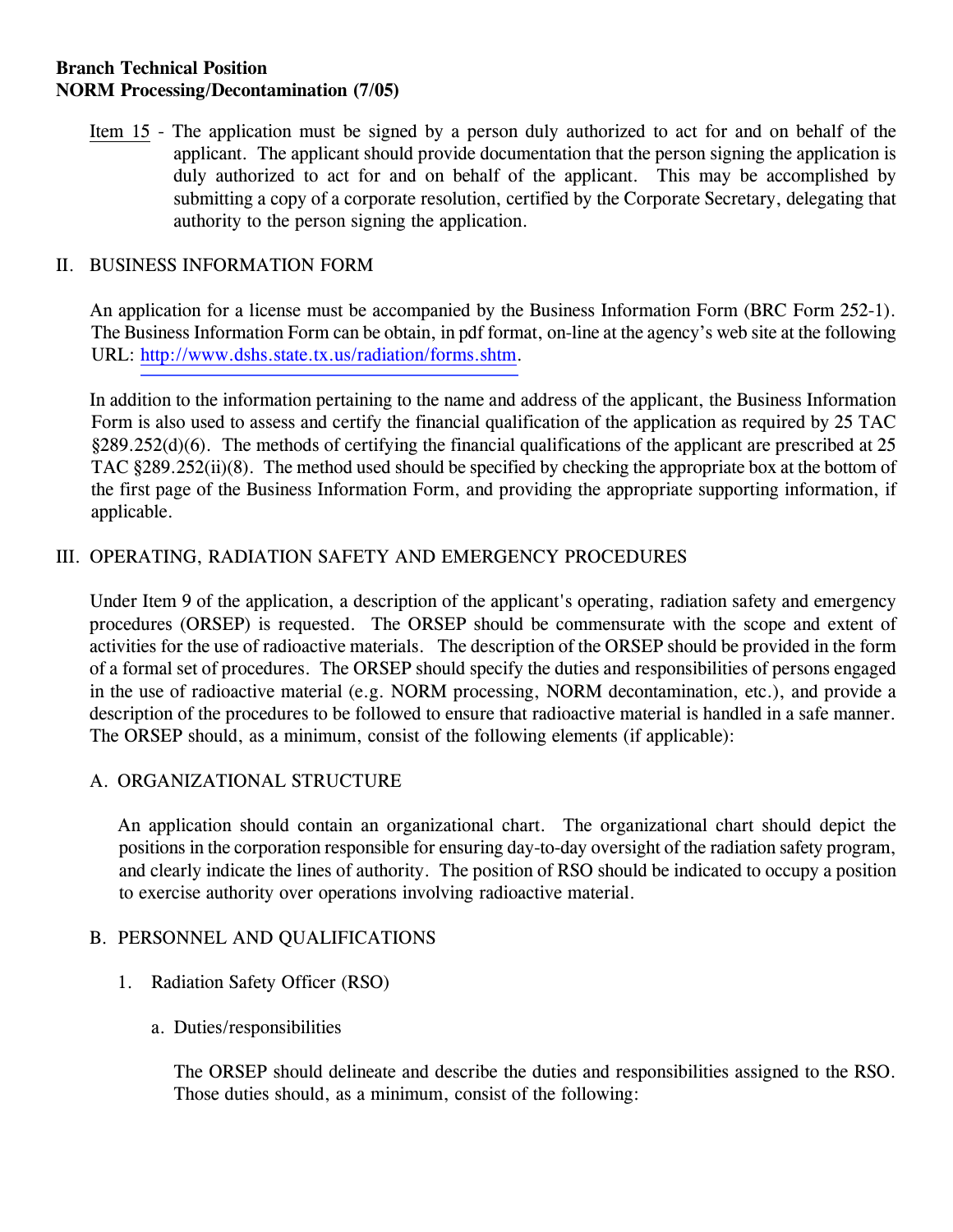Item 15 - The application must be signed by a person duly authorized to act for and on behalf of the applicant. The applicant should provide documentation that the person signing the application is duly authorized to act for and on behalf of the applicant. This may be accomplished by submitting a copy of a corporate resolution, certified by the Corporate Secretary, delegating that authority to the person signing the application.

## II. BUSINESS INFORMATION FORM

An application for a license must be accompanied by the Business Information Form (BRC Form 252-1). The Business Information Form can be obtain, in pdf format, on-line at the agency's web site at the following URL: http://www.dshs.state.tx.us/radiation/forms.shtm.

In addition to the information pertaining to the name and address of the applicant, the Business Information Form is also used to assess and certify the financial qualification of the application as required by 25 TAC §289.252(d)(6). The methods of certifying the financial qualifications of the applicant are prescribed at 25 TAC §289.252(ii)(8). The method used should be specified by checking the appropriate box at the bottom of the first page of the Business Information Form, and providing the appropriate supporting information, if applicable.

## III. OPERATING, RADIATION SAFETY AND EMERGENCY PROCEDURES

Under Item 9 of the application, a description of the applicant's operating, radiation safety and emergency procedures (ORSEP) is requested. The ORSEP should be commensurate with the scope and extent of activities for the use of radioactive materials. The description of the ORSEP should be provided in the form of a formal set of procedures. The ORSEP should specify the duties and responsibilities of persons engaged in the use of radioactive material (e.g. NORM processing, NORM decontamination, etc.), and provide a description of the procedures to be followed to ensure that radioactive material is handled in a safe manner. The ORSEP should, as a minimum, consist of the following elements (if applicable):

### A. ORGANIZATIONAL STRUCTURE

An application should contain an organizational chart. The organizational chart should depict the positions in the corporation responsible for ensuring day-to-day oversight of the radiation safety program, and clearly indicate the lines of authority. The position of RSO should be indicated to occupy a position to exercise authority over operations involving radioactive material.

### B. PERSONNEL AND QUALIFICATIONS

1. Radiation Safety Officer (RSO)

   a. Duties/responsibilities

      The ORSEP should delineate and describe the duties and responsibilities assigned to the RSO. Those duties should, as a minimum, consist of the following: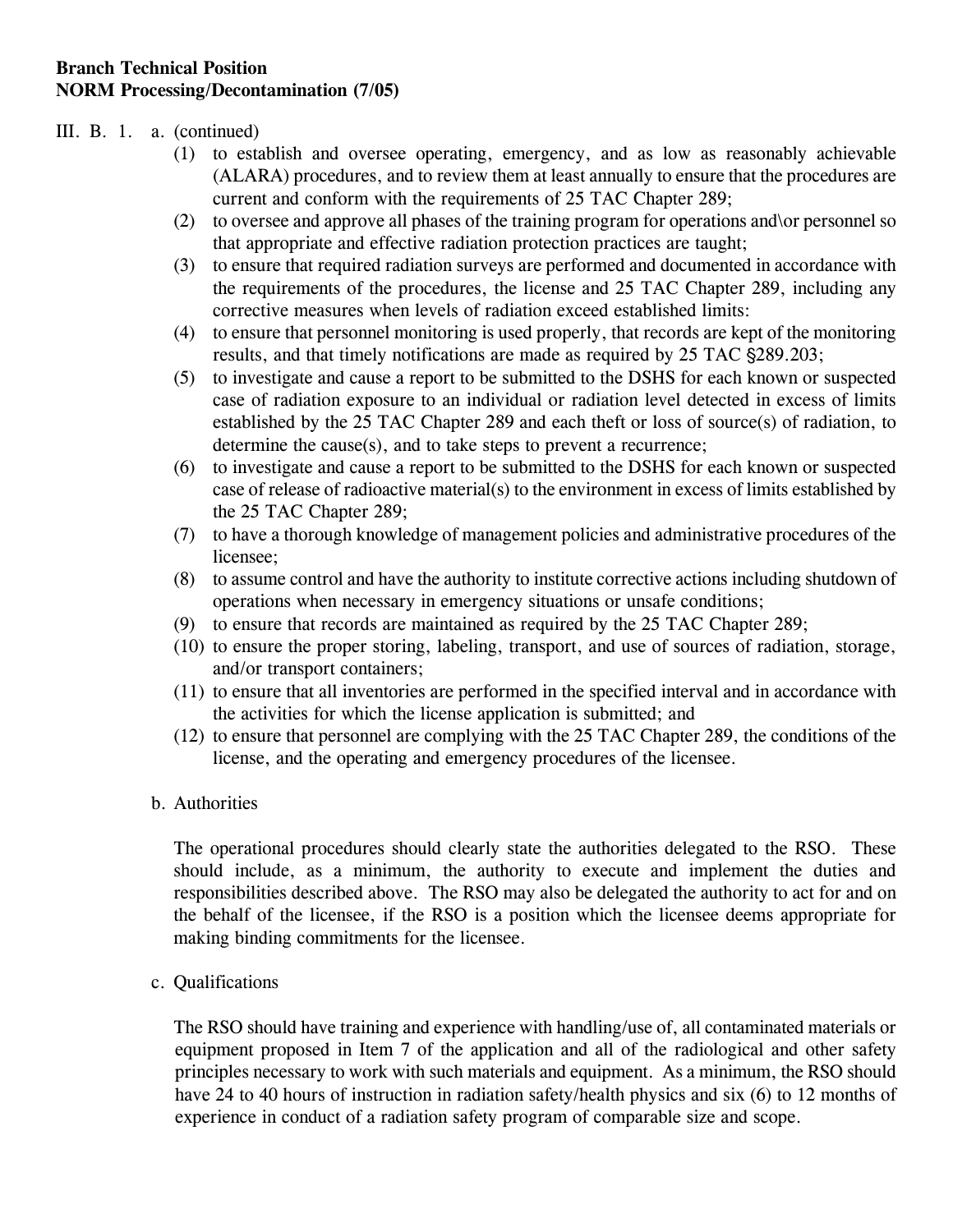III. B. 1. a. (continued)

(1) to establish and oversee operating, emergency, and as low as reasonably achievable (ALARA) procedures, and to review them at least annually to ensure that the procedures are current and conform with the requirements of 25 TAC Chapter 289;

(2) to oversee and approve all phases of the training program for operations and\or personnel so that appropriate and effective radiation protection practices are taught;

(3) to ensure that required radiation surveys are performed and documented in accordance with the requirements of the procedures, the license and 25 TAC Chapter 289, including any corrective measures when levels of radiation exceed established limits:

(4) to ensure that personnel monitoring is used properly, that records are kept of the monitoring results, and that timely notifications are made as required by 25 TAC §289.203;

(5) to investigate and cause a report to be submitted to the DSHS for each known or suspected case of radiation exposure to an individual or radiation level detected in excess of limits established by the 25 TAC Chapter 289 and each theft or loss of source(s) of radiation, to determine the cause(s), and to take steps to prevent a recurrence;

(6) to investigate and cause a report to be submitted to the DSHS for each known or suspected case of release of radioactive material(s) to the environment in excess of limits established by the 25 TAC Chapter 289;

(7) to have a thorough knowledge of management policies and administrative procedures of the licensee;

(8) to assume control and have the authority to institute corrective actions including shutdown of operations when necessary in emergency situations or unsafe conditions;

(9) to ensure that records are maintained as required by the 25 TAC Chapter 289;

(10) to ensure the proper storing, labeling, transport, and use of sources of radiation, storage, and/or transport containers;

(11) to ensure that all inventories are performed in the specified interval and in accordance with the activities for which the license application is submitted; and

(12) to ensure that personnel are complying with the 25 TAC Chapter 289, the conditions of the license, and the operating and emergency procedures of the licensee.

b. Authorities

The operational procedures should clearly state the authorities delegated to the RSO. These should include, as a minimum, the authority to execute and implement the duties and responsibilities described above. The RSO may also be delegated the authority to act for and on the behalf of the licensee, if the RSO is a position which the licensee deems appropriate for making binding commitments for the licensee.

c. Qualifications

The RSO should have training and experience with handling/use of, all contaminated materials or equipment proposed in Item 7 of the application and all of the radiological and other safety principles necessary to work with such materials and equipment. As a minimum, the RSO should have 24 to 40 hours of instruction in radiation safety/health physics and six (6) to 12 months of experience in conduct of a radiation safety program of comparable size and scope.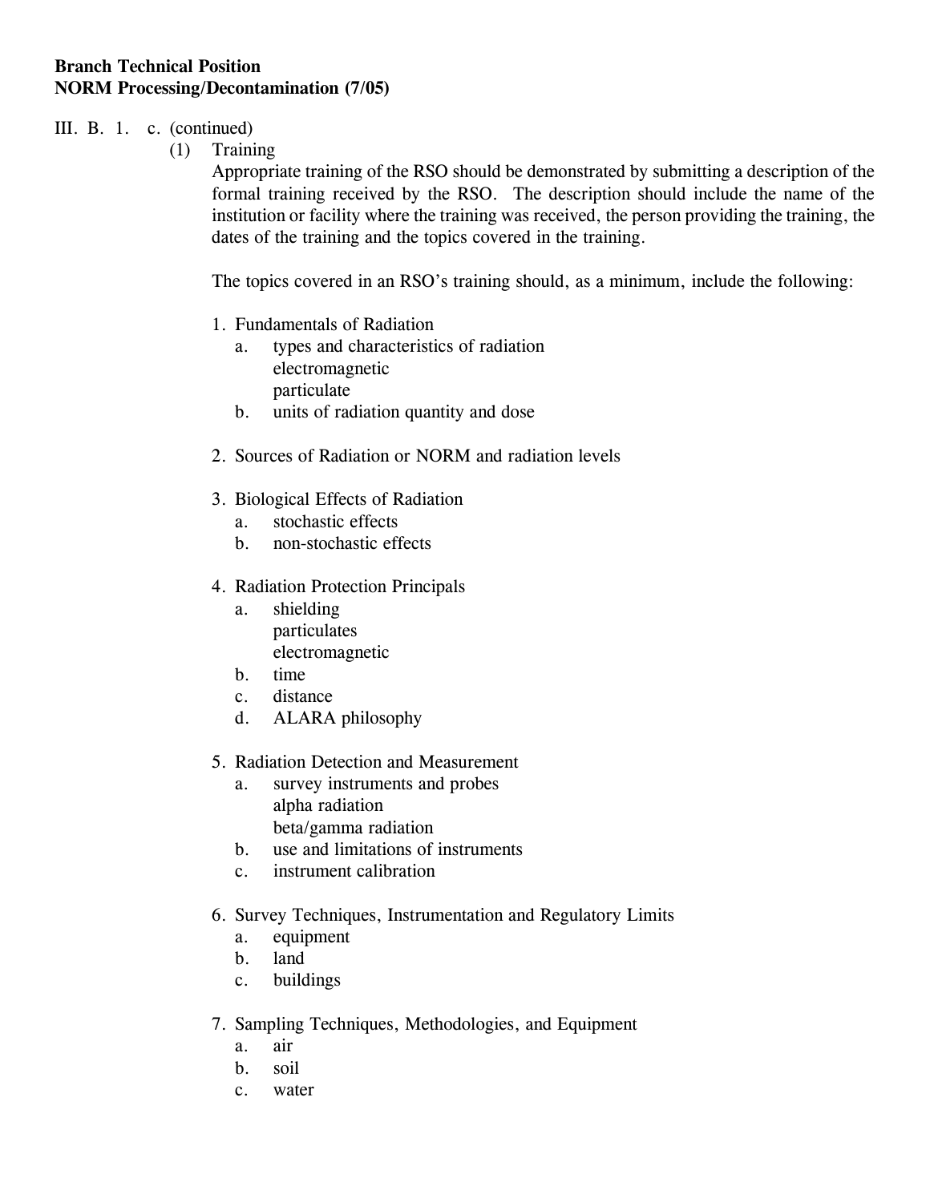**Branch Technical Position**
**NORM Processing/Decontamination (7/05)**

III. B. 1. c. (continued)

(1) Training

Appropriate training of the RSO should be demonstrated by submitting a description of the formal training received by the RSO. The description should include the name of the institution or facility where the training was received, the person providing the training, the dates of the training and the topics covered in the training.

The topics covered in an RSO's training should, as a minimum, include the following:

1. Fundamentals of Radiation
   - a. types and characteristics of radiation
     - electromagnetic
     - particulate
   - b. units of radiation quantity and dose

2. Sources of Radiation or NORM and radiation levels

3. Biological Effects of Radiation
   - a. stochastic effects
   - b. non-stochastic effects

4. Radiation Protection Principals
   - a. shielding
     - particulates
     - electromagnetic
   - b. time
   - c. distance
   - d. ALARA philosophy

5. Radiation Detection and Measurement
   - a. survey instruments and probes
     - alpha radiation
     - beta/gamma radiation
   - b. use and limitations of instruments
   - c. instrument calibration

6. Survey Techniques, Instrumentation and Regulatory Limits
   - a. equipment
   - b. land
   - c. buildings

7. Sampling Techniques, Methodologies, and Equipment
   - a. air
   - b. soil
   - c. water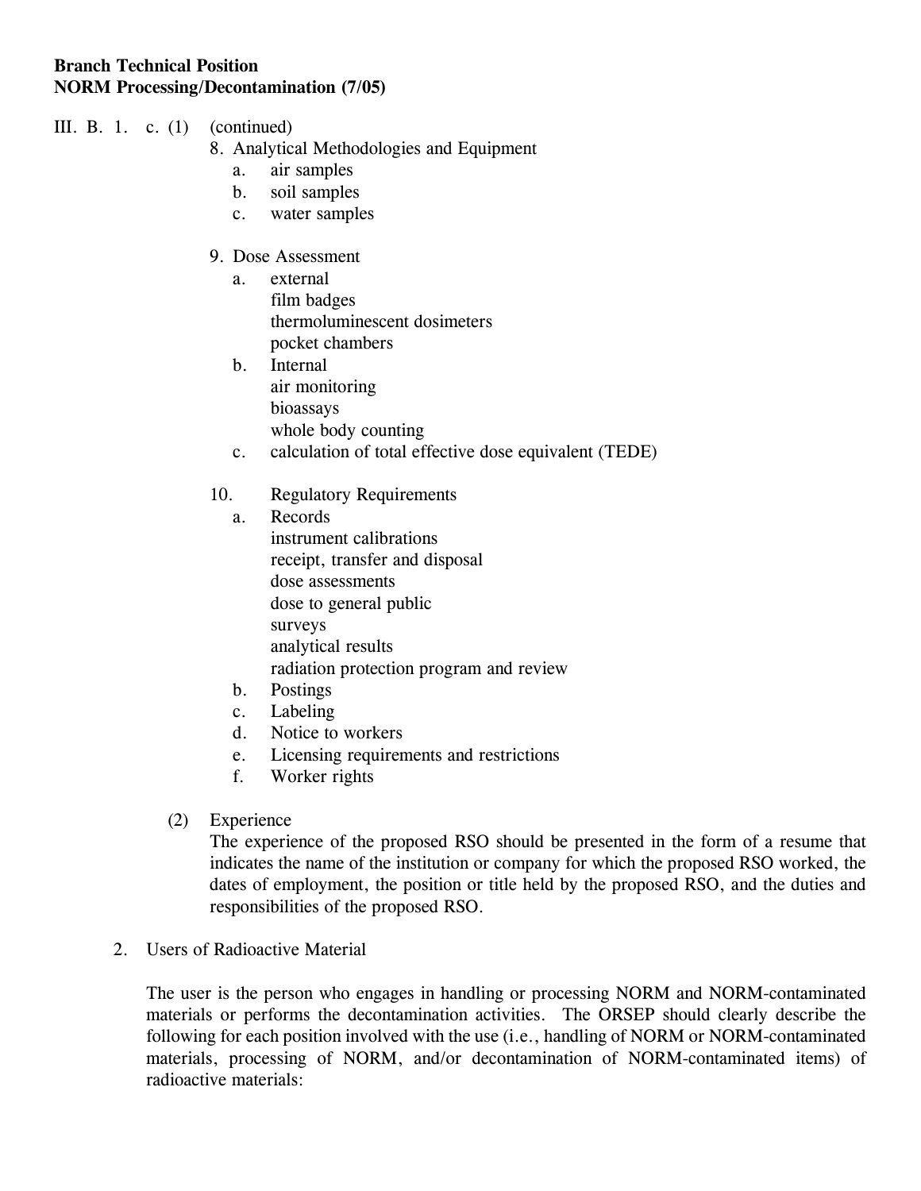**Branch Technical Position**
**NORM Processing/Decontamination (7/05)**

III. B. 1. c. (1) (continued)

8. Analytical Methodologies and Equipment
   a. air samples
   b. soil samples
   c. water samples

9. Dose Assessment
   a. external
      film badges
      thermoluminescent dosimeters
      pocket chambers
   b. Internal
      air monitoring
      bioassays
      whole body counting
   c. calculation of total effective dose equivalent (TEDE)

10. Regulatory Requirements
    a. Records
       instrument calibrations
       receipt, transfer and disposal
       dose assessments
       dose to general public
       surveys
       analytical results
       radiation protection program and review
    b. Postings
    c. Labeling
    d. Notice to workers
    e. Licensing requirements and restrictions
    f. Worker rights

(2) Experience
The experience of the proposed RSO should be presented in the form of a resume that indicates the name of the institution or company for which the proposed RSO worked, the dates of employment, the position or title held by the proposed RSO, and the duties and responsibilities of the proposed RSO.

2. Users of Radioactive Material

The user is the person who engages in handling or processing NORM and NORM-contaminated materials or performs the decontamination activities. The ORSEP should clearly describe the following for each position involved with the use (i.e., handling of NORM or NORM-contaminated materials, processing of NORM, and/or decontamination of NORM-contaminated items) of radioactive materials: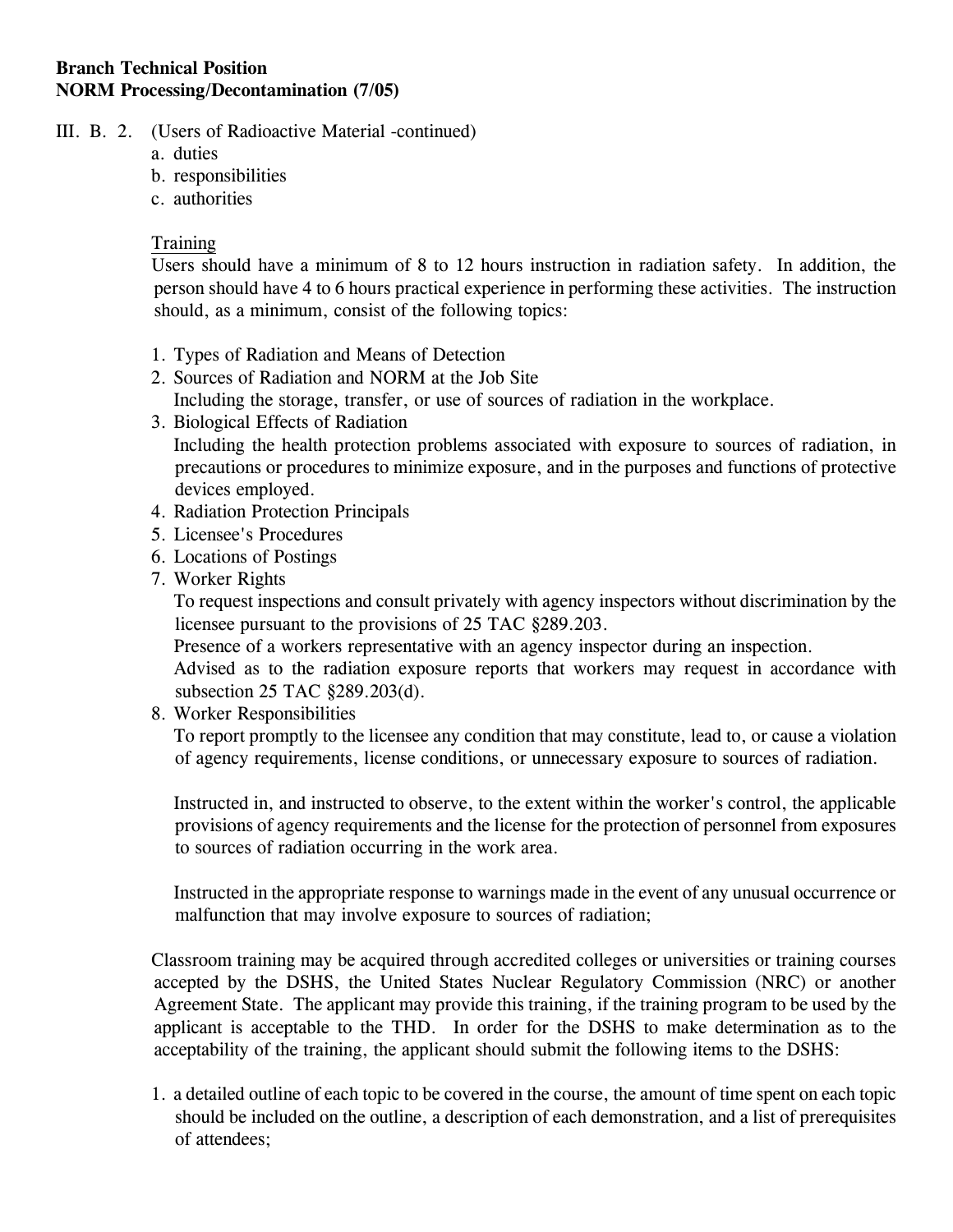**Branch Technical Position**
**NORM Processing/Decontamination (7/05)**

III. B. 2. (Users of Radioactive Material -continued)

a. duties
b. responsibilities
c. authorities

Training

Users should have a minimum of 8 to 12 hours instruction in radiation safety. In addition, the person should have 4 to 6 hours practical experience in performing these activities. The instruction should, as a minimum, consist of the following topics:

1. Types of Radiation and Means of Detection
2. Sources of Radiation and NORM at the Job Site
   Including the storage, transfer, or use of sources of radiation in the workplace.
3. Biological Effects of Radiation
   Including the health protection problems associated with exposure to sources of radiation, in precautions or procedures to minimize exposure, and in the purposes and functions of protective devices employed.
4. Radiation Protection Principals
5. Licensee's Procedures
6. Locations of Postings
7. Worker Rights
   To request inspections and consult privately with agency inspectors without discrimination by the licensee pursuant to the provisions of 25 TAC §289.203.
   Presence of a workers representative with an agency inspector during an inspection.
   Advised as to the radiation exposure reports that workers may request in accordance with subsection 25 TAC §289.203(d).
8. Worker Responsibilities
   To report promptly to the licensee any condition that may constitute, lead to, or cause a violation of agency requirements, license conditions, or unnecessary exposure to sources of radiation.

   Instructed in, and instructed to observe, to the extent within the worker's control, the applicable provisions of agency requirements and the license for the protection of personnel from exposures to sources of radiation occurring in the work area.

   Instructed in the appropriate response to warnings made in the event of any unusual occurrence or malfunction that may involve exposure to sources of radiation;

Classroom training may be acquired through accredited colleges or universities or training courses accepted by the DSHS, the United States Nuclear Regulatory Commission (NRC) or another Agreement State. The applicant may provide this training, if the training program to be used by the applicant is acceptable to the THD. In order for the DSHS to make determination as to the acceptability of the training, the applicant should submit the following items to the DSHS:

1. a detailed outline of each topic to be covered in the course, the amount of time spent on each topic should be included on the outline, a description of each demonstration, and a list of prerequisites of attendees;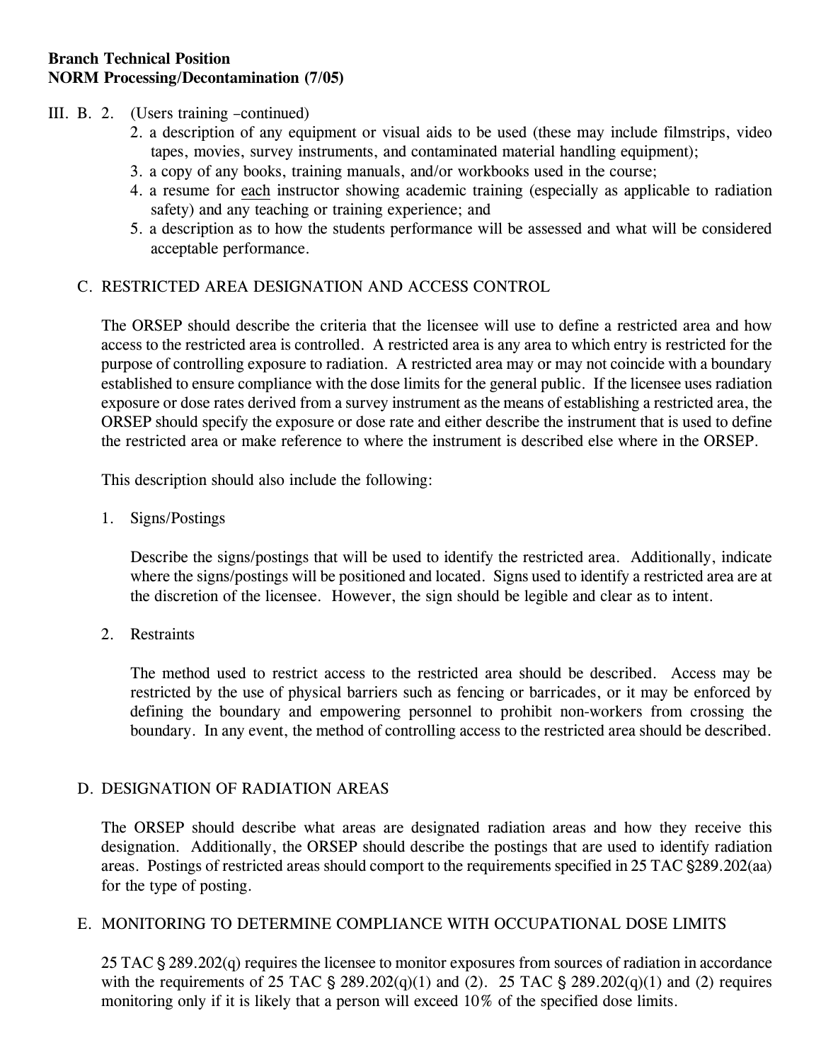III. B. 2. (Users training –continued)

2. a description of any equipment or visual aids to be used (these may include filmstrips, video tapes, movies, survey instruments, and contaminated material handling equipment);
3. a copy of any books, training manuals, and/or workbooks used in the course;
4. a resume for <u>each</u> instructor showing academic training (especially as applicable to radiation safety) and any teaching or training experience; and
5. a description as to how the students performance will be assessed and what will be considered acceptable performance.

## C. RESTRICTED AREA DESIGNATION AND ACCESS CONTROL

The ORSEP should describe the criteria that the licensee will use to define a restricted area and how access to the restricted area is controlled. A restricted area is any area to which entry is restricted for the purpose of controlling exposure to radiation. A restricted area may or may not coincide with a boundary established to ensure compliance with the dose limits for the general public. If the licensee uses radiation exposure or dose rates derived from a survey instrument as the means of establishing a restricted area, the ORSEP should specify the exposure or dose rate and either describe the instrument that is used to define the restricted area or make reference to where the instrument is described else where in the ORSEP.

This description should also include the following:

1. Signs/Postings

   Describe the signs/postings that will be used to identify the restricted area. Additionally, indicate where the signs/postings will be positioned and located. Signs used to identify a restricted area are at the discretion of the licensee. However, the sign should be legible and clear as to intent.

2. Restraints

   The method used to restrict access to the restricted area should be described. Access may be restricted by the use of physical barriers such as fencing or barricades, or it may be enforced by defining the boundary and empowering personnel to prohibit non-workers from crossing the boundary. In any event, the method of controlling access to the restricted area should be described.

## D. DESIGNATION OF RADIATION AREAS

The ORSEP should describe what areas are designated radiation areas and how they receive this designation. Additionally, the ORSEP should describe the postings that are used to identify radiation areas. Postings of restricted areas should comport to the requirements specified in 25 TAC §289.202(aa) for the type of posting.

## E. MONITORING TO DETERMINE COMPLIANCE WITH OCCUPATIONAL DOSE LIMITS

25 TAC § 289.202(q) requires the licensee to monitor exposures from sources of radiation in accordance with the requirements of 25 TAC § 289.202(q)(1) and (2). 25 TAC § 289.202(q)(1) and (2) requires monitoring only if it is likely that a person will exceed 10% of the specified dose limits.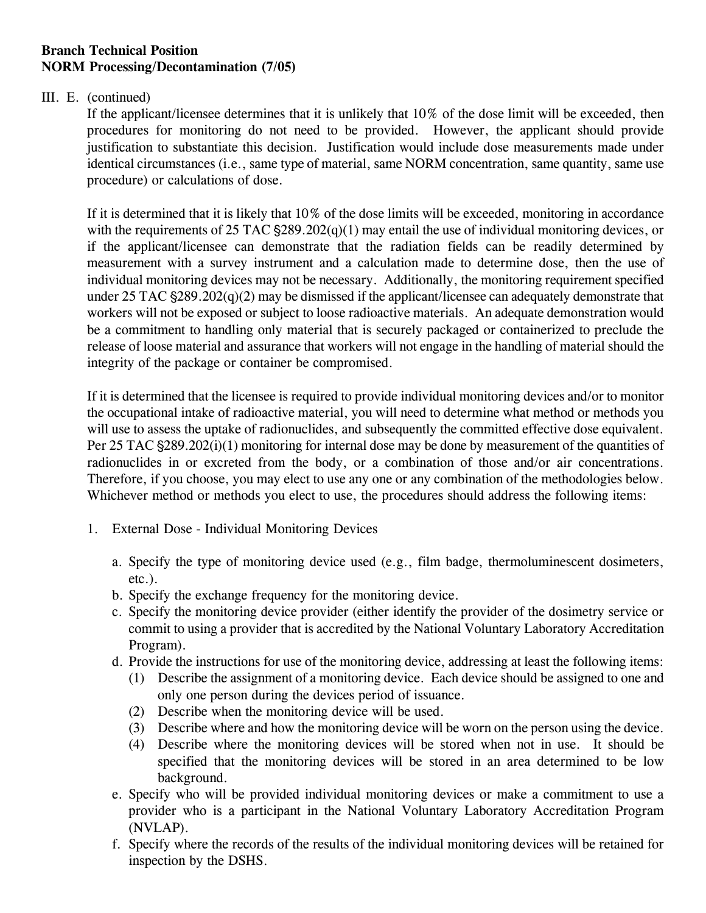III. E. (continued)

If the applicant/licensee determines that it is unlikely that 10% of the dose limit will be exceeded, then procedures for monitoring do not need to be provided. However, the applicant should provide justification to substantiate this decision. Justification would include dose measurements made under identical circumstances (i.e., same type of material, same NORM concentration, same quantity, same use procedure) or calculations of dose.

If it is determined that it is likely that 10% of the dose limits will be exceeded, monitoring in accordance with the requirements of 25 TAC §289.202(q)(1) may entail the use of individual monitoring devices, or if the applicant/licensee can demonstrate that the radiation fields can be readily determined by measurement with a survey instrument and a calculation made to determine dose, then the use of individual monitoring devices may not be necessary. Additionally, the monitoring requirement specified under 25 TAC §289.202(q)(2) may be dismissed if the applicant/licensee can adequately demonstrate that workers will not be exposed or subject to loose radioactive materials. An adequate demonstration would be a commitment to handling only material that is securely packaged or containerized to preclude the release of loose material and assurance that workers will not engage in the handling of material should the integrity of the package or container be compromised.

If it is determined that the licensee is required to provide individual monitoring devices and/or to monitor the occupational intake of radioactive material, you will need to determine what method or methods you will use to assess the uptake of radionuclides, and subsequently the committed effective dose equivalent. Per 25 TAC §289.202(i)(1) monitoring for internal dose may be done by measurement of the quantities of radionuclides in or excreted from the body, or a combination of those and/or air concentrations. Therefore, if you choose, you may elect to use any one or any combination of the methodologies below. Whichever method or methods you elect to use, the procedures should address the following items:

1. External Dose - Individual Monitoring Devices

   a. Specify the type of monitoring device used (e.g., film badge, thermoluminescent dosimeters, etc.).
   b. Specify the exchange frequency for the monitoring device.
   c. Specify the monitoring device provider (either identify the provider of the dosimetry service or commit to using a provider that is accredited by the National Voluntary Laboratory Accreditation Program).
   d. Provide the instructions for use of the monitoring device, addressing at least the following items:
      (1) Describe the assignment of a monitoring device. Each device should be assigned to one and only one person during the devices period of issuance.
      (2) Describe when the monitoring device will be used.
      (3) Describe where and how the monitoring device will be worn on the person using the device.
      (4) Describe where the monitoring devices will be stored when not in use. It should be specified that the monitoring devices will be stored in an area determined to be low background.
   e. Specify who will be provided individual monitoring devices or make a commitment to use a provider who is a participant in the National Voluntary Laboratory Accreditation Program (NVLAP).
   f. Specify where the records of the results of the individual monitoring devices will be retained for inspection by the DSHS.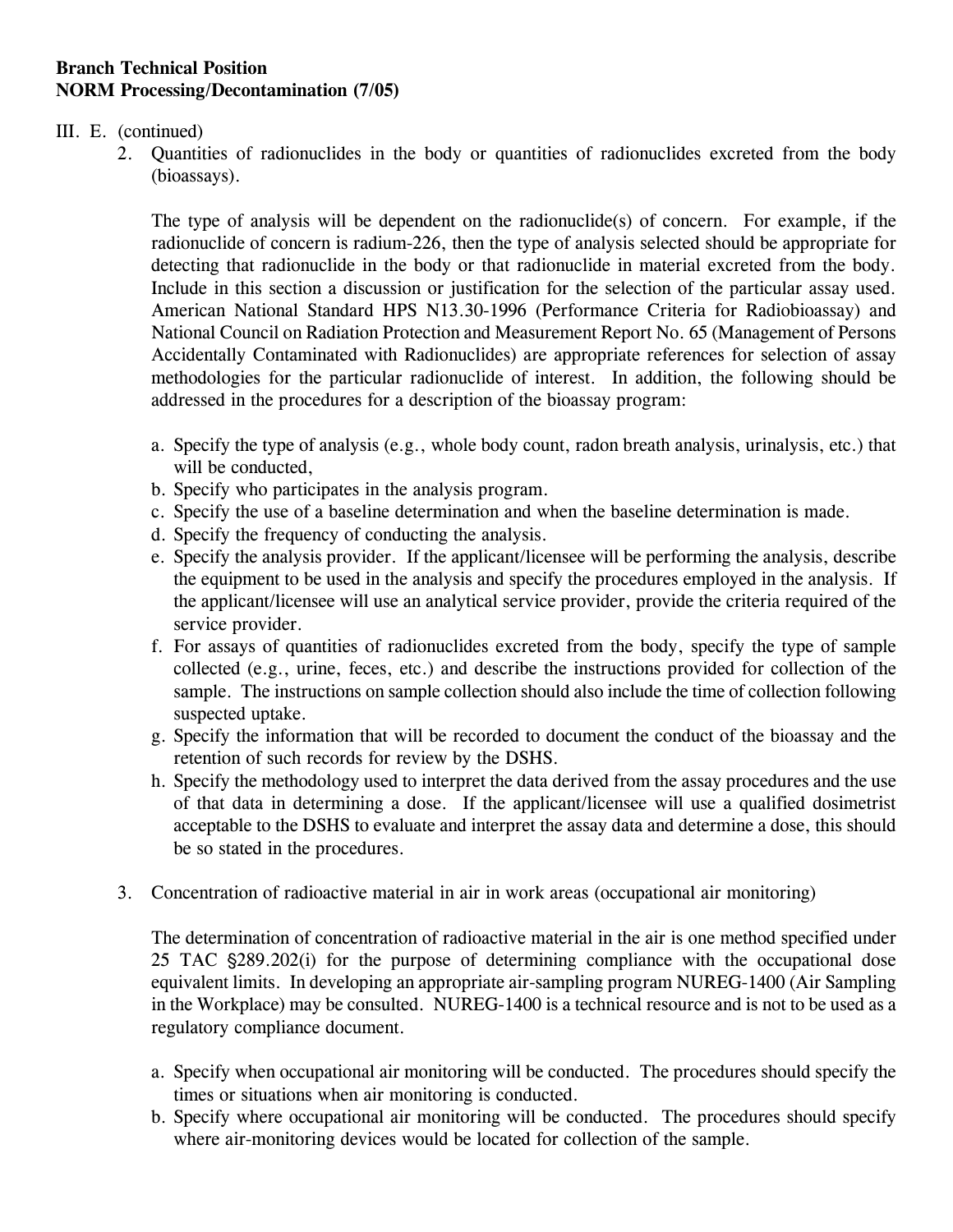III. E. (continued)

2. Quantities of radionuclides in the body or quantities of radionuclides excreted from the body (bioassays).

   The type of analysis will be dependent on the radionuclide(s) of concern. For example, if the radionuclide of concern is radium-226, then the type of analysis selected should be appropriate for detecting that radionuclide in the body or that radionuclide in material excreted from the body. Include in this section a discussion or justification for the selection of the particular assay used. American National Standard HPS N13.30-1996 (Performance Criteria for Radiobioassay) and National Council on Radiation Protection and Measurement Report No. 65 (Management of Persons Accidentally Contaminated with Radionuclides) are appropriate references for selection of assay methodologies for the particular radionuclide of interest. In addition, the following should be addressed in the procedures for a description of the bioassay program:

   a. Specify the type of analysis (e.g., whole body count, radon breath analysis, urinalysis, etc.) that will be conducted,
   b. Specify who participates in the analysis program.
   c. Specify the use of a baseline determination and when the baseline determination is made.
   d. Specify the frequency of conducting the analysis.
   e. Specify the analysis provider. If the applicant/licensee will be performing the analysis, describe the equipment to be used in the analysis and specify the procedures employed in the analysis. If the applicant/licensee will use an analytical service provider, provide the criteria required of the service provider.
   f. For assays of quantities of radionuclides excreted from the body, specify the type of sample collected (e.g., urine, feces, etc.) and describe the instructions provided for collection of the sample. The instructions on sample collection should also include the time of collection following suspected uptake.
   g. Specify the information that will be recorded to document the conduct of the bioassay and the retention of such records for review by the DSHS.
   h. Specify the methodology used to interpret the data derived from the assay procedures and the use of that data in determining a dose. If the applicant/licensee will use a qualified dosimetrist acceptable to the DSHS to evaluate and interpret the assay data and determine a dose, this should be so stated in the procedures.

3. Concentration of radioactive material in air in work areas (occupational air monitoring)

   The determination of concentration of radioactive material in the air is one method specified under 25 TAC §289.202(i) for the purpose of determining compliance with the occupational dose equivalent limits. In developing an appropriate air-sampling program NUREG-1400 (Air Sampling in the Workplace) may be consulted. NUREG-1400 is a technical resource and is not to be used as a regulatory compliance document.

   a. Specify when occupational air monitoring will be conducted. The procedures should specify the times or situations when air monitoring is conducted.
   b. Specify where occupational air monitoring will be conducted. The procedures should specify where air-monitoring devices would be located for collection of the sample.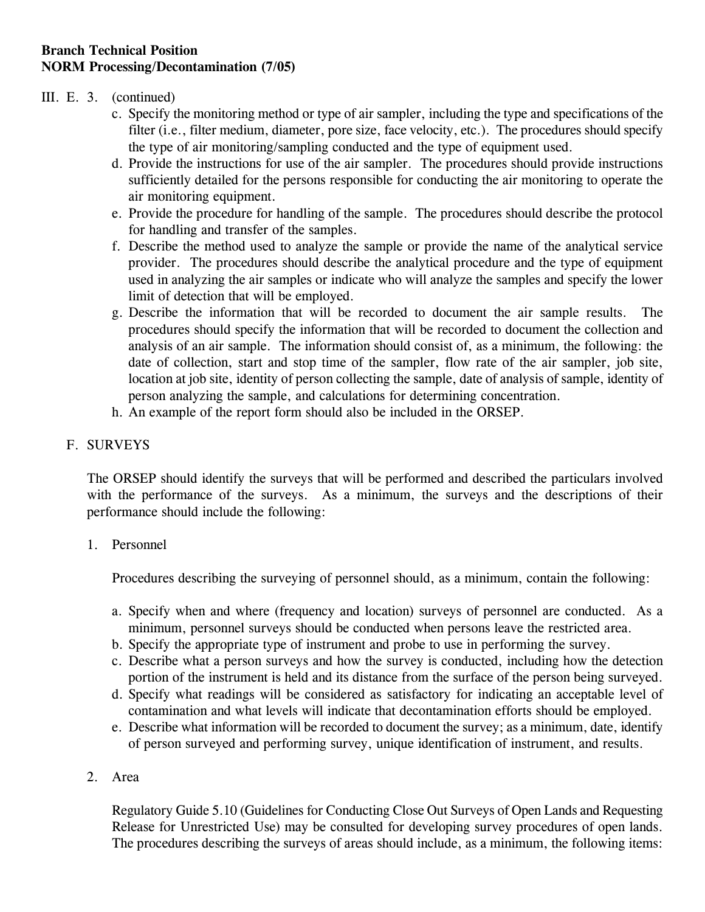III. E. 3. (continued)

c. Specify the monitoring method or type of air sampler, including the type and specifications of the filter (i.e., filter medium, diameter, pore size, face velocity, etc.). The procedures should specify the type of air monitoring/sampling conducted and the type of equipment used.
d. Provide the instructions for use of the air sampler. The procedures should provide instructions sufficiently detailed for the persons responsible for conducting the air monitoring to operate the air monitoring equipment.
e. Provide the procedure for handling of the sample. The procedures should describe the protocol for handling and transfer of the samples.
f. Describe the method used to analyze the sample or provide the name of the analytical service provider. The procedures should describe the analytical procedure and the type of equipment used in analyzing the air samples or indicate who will analyze the samples and specify the lower limit of detection that will be employed.
g. Describe the information that will be recorded to document the air sample results. The procedures should specify the information that will be recorded to document the collection and analysis of an air sample. The information should consist of, as a minimum, the following: the date of collection, start and stop time of the sampler, flow rate of the air sampler, job site, location at job site, identity of person collecting the sample, date of analysis of sample, identity of person analyzing the sample, and calculations for determining concentration.
h. An example of the report form should also be included in the ORSEP.

## F. SURVEYS

The ORSEP should identify the surveys that will be performed and described the particulars involved with the performance of the surveys. As a minimum, the surveys and the descriptions of their performance should include the following:

1. Personnel

   Procedures describing the surveying of personnel should, as a minimum, contain the following:

   a. Specify when and where (frequency and location) surveys of personnel are conducted. As a minimum, personnel surveys should be conducted when persons leave the restricted area.
   b. Specify the appropriate type of instrument and probe to use in performing the survey.
   c. Describe what a person surveys and how the survey is conducted, including how the detection portion of the instrument is held and its distance from the surface of the person being surveyed.
   d. Specify what readings will be considered as satisfactory for indicating an acceptable level of contamination and what levels will indicate that decontamination efforts should be employed.
   e. Describe what information will be recorded to document the survey; as a minimum, date, identify of person surveyed and performing survey, unique identification of instrument, and results.

2. Area

   Regulatory Guide 5.10 (Guidelines for Conducting Close Out Surveys of Open Lands and Requesting Release for Unrestricted Use) may be consulted for developing survey procedures of open lands. The procedures describing the surveys of areas should include, as a minimum, the following items: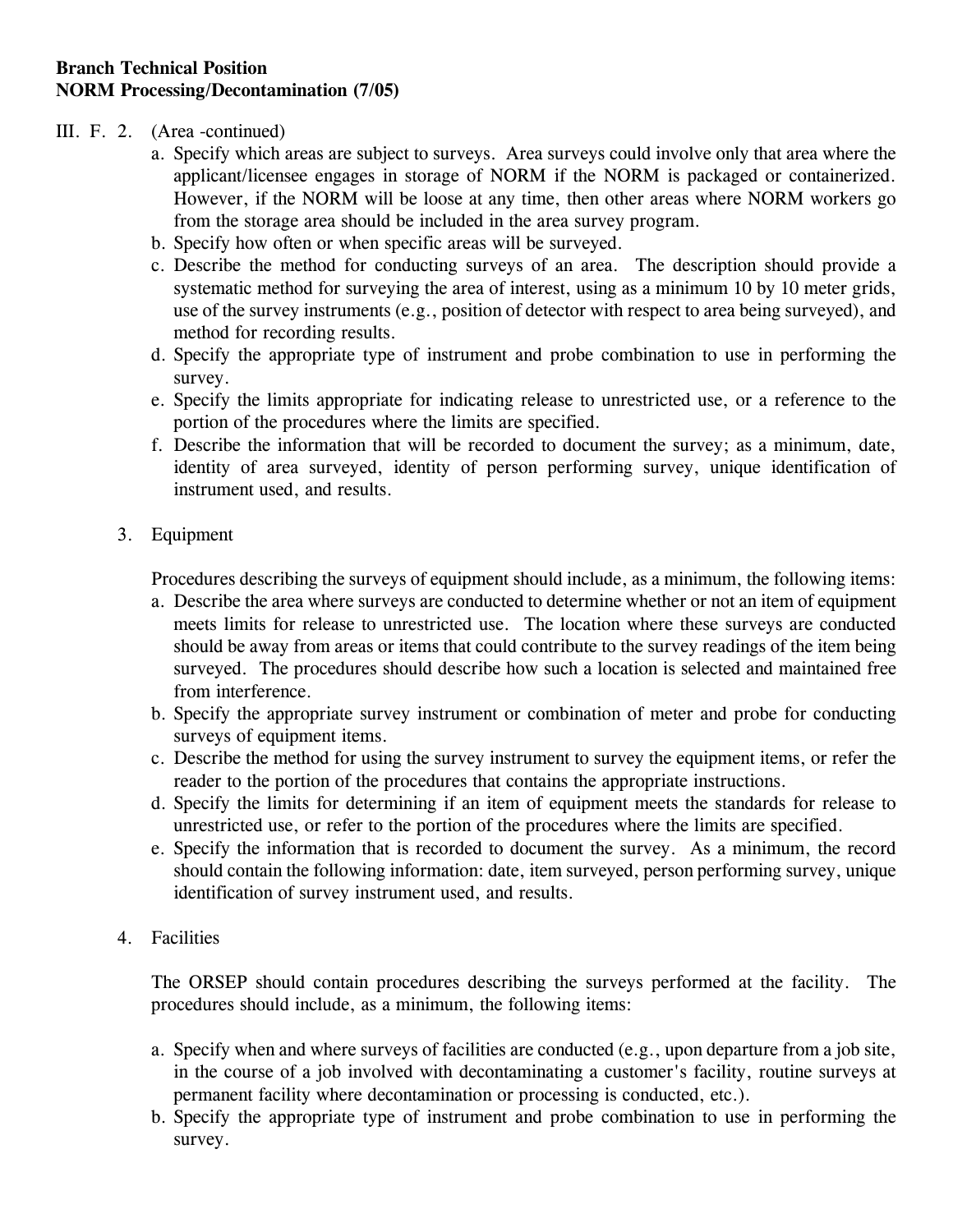III. F. 2. (Area -continued)

a. Specify which areas are subject to surveys. Area surveys could involve only that area where the applicant/licensee engages in storage of NORM if the NORM is packaged or containerized. However, if the NORM will be loose at any time, then other areas where NORM workers go from the storage area should be included in the area survey program.
b. Specify how often or when specific areas will be surveyed.
c. Describe the method for conducting surveys of an area. The description should provide a systematic method for surveying the area of interest, using as a minimum 10 by 10 meter grids, use of the survey instruments (e.g., position of detector with respect to area being surveyed), and method for recording results.
d. Specify the appropriate type of instrument and probe combination to use in performing the survey.
e. Specify the limits appropriate for indicating release to unrestricted use, or a reference to the portion of the procedures where the limits are specified.
f. Describe the information that will be recorded to document the survey; as a minimum, date, identity of area surveyed, identity of person performing survey, unique identification of instrument used, and results.

3. Equipment

Procedures describing the surveys of equipment should include, as a minimum, the following items:

a. Describe the area where surveys are conducted to determine whether or not an item of equipment meets limits for release to unrestricted use. The location where these surveys are conducted should be away from areas or items that could contribute to the survey readings of the item being surveyed. The procedures should describe how such a location is selected and maintained free from interference.
b. Specify the appropriate survey instrument or combination of meter and probe for conducting surveys of equipment items.
c. Describe the method for using the survey instrument to survey the equipment items, or refer the reader to the portion of the procedures that contains the appropriate instructions.
d. Specify the limits for determining if an item of equipment meets the standards for release to unrestricted use, or refer to the portion of the procedures where the limits are specified.
e. Specify the information that is recorded to document the survey. As a minimum, the record should contain the following information: date, item surveyed, person performing survey, unique identification of survey instrument used, and results.

4. Facilities

The ORSEP should contain procedures describing the surveys performed at the facility. The procedures should include, as a minimum, the following items:

a. Specify when and where surveys of facilities are conducted (e.g., upon departure from a job site, in the course of a job involved with decontaminating a customer's facility, routine surveys at permanent facility where decontamination or processing is conducted, etc.).
b. Specify the appropriate type of instrument and probe combination to use in performing the survey.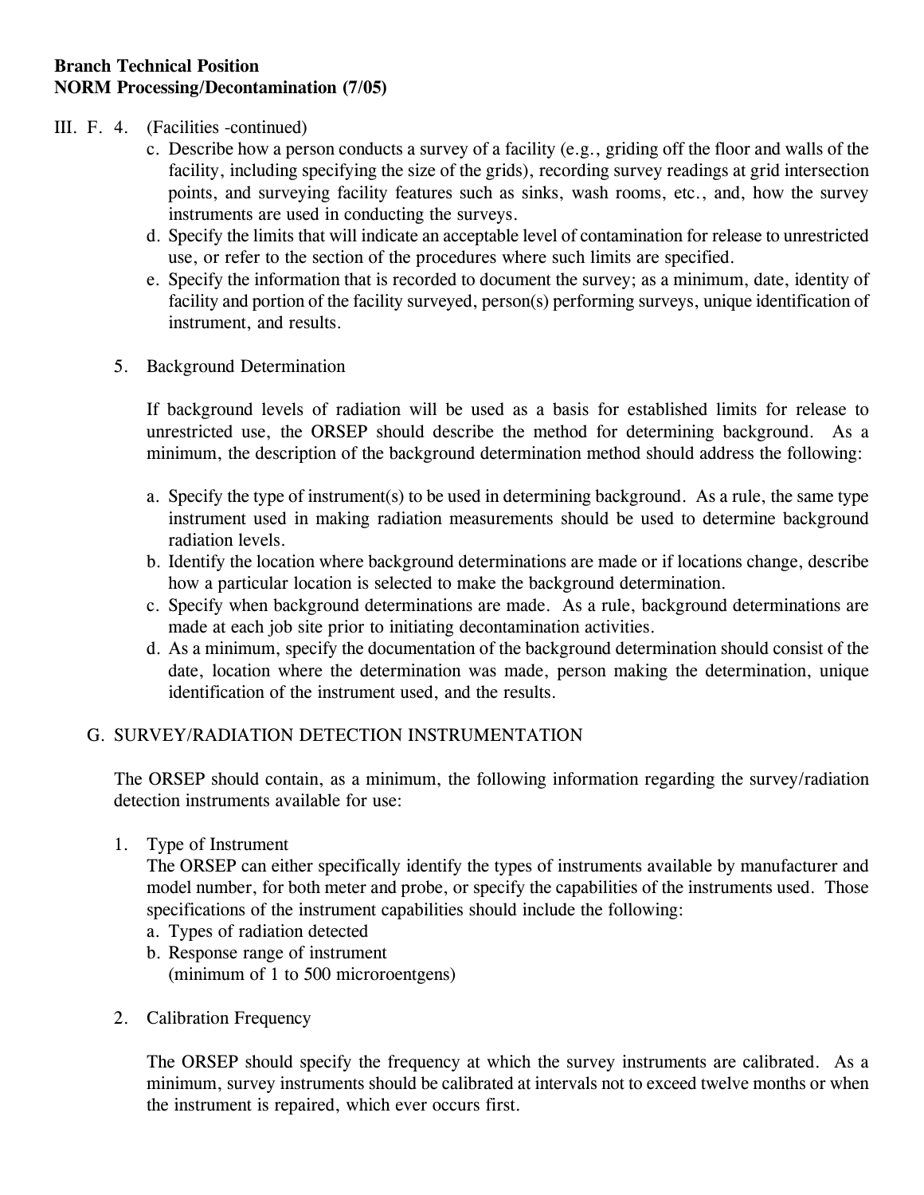III. F. 4. (Facilities -continued)

c. Describe how a person conducts a survey of a facility (e.g., griding off the floor and walls of the facility, including specifying the size of the grids), recording survey readings at grid intersection points, and surveying facility features such as sinks, wash rooms, etc., and, how the survey instruments are used in conducting the surveys.

d. Specify the limits that will indicate an acceptable level of contamination for release to unrestricted use, or refer to the section of the procedures where such limits are specified.

e. Specify the information that is recorded to document the survey; as a minimum, date, identity of facility and portion of the facility surveyed, person(s) performing surveys, unique identification of instrument, and results.

5. Background Determination

If background levels of radiation will be used as a basis for established limits for release to unrestricted use, the ORSEP should describe the method for determining background. As a minimum, the description of the background determination method should address the following:

a. Specify the type of instrument(s) to be used in determining background. As a rule, the same type instrument used in making radiation measurements should be used to determine background radiation levels.
b. Identify the location where background determinations are made or if locations change, describe how a particular location is selected to make the background determination.
c. Specify when background determinations are made. As a rule, background determinations are made at each job site prior to initiating decontamination activities.
d. As a minimum, specify the documentation of the background determination should consist of the date, location where the determination was made, person making the determination, unique identification of the instrument used, and the results.

G. SURVEY/RADIATION DETECTION INSTRUMENTATION

The ORSEP should contain, as a minimum, the following information regarding the survey/radiation detection instruments available for use:

1. Type of Instrument

The ORSEP can either specifically identify the types of instruments available by manufacturer and model number, for both meter and probe, or specify the capabilities of the instruments used. Those specifications of the instrument capabilities should include the following:

a. Types of radiation detected
b. Response range of instrument (minimum of 1 to 500 microroentgens)

2. Calibration Frequency

The ORSEP should specify the frequency at which the survey instruments are calibrated. As a minimum, survey instruments should be calibrated at intervals not to exceed twelve months or when the instrument is repaired, which ever occurs first.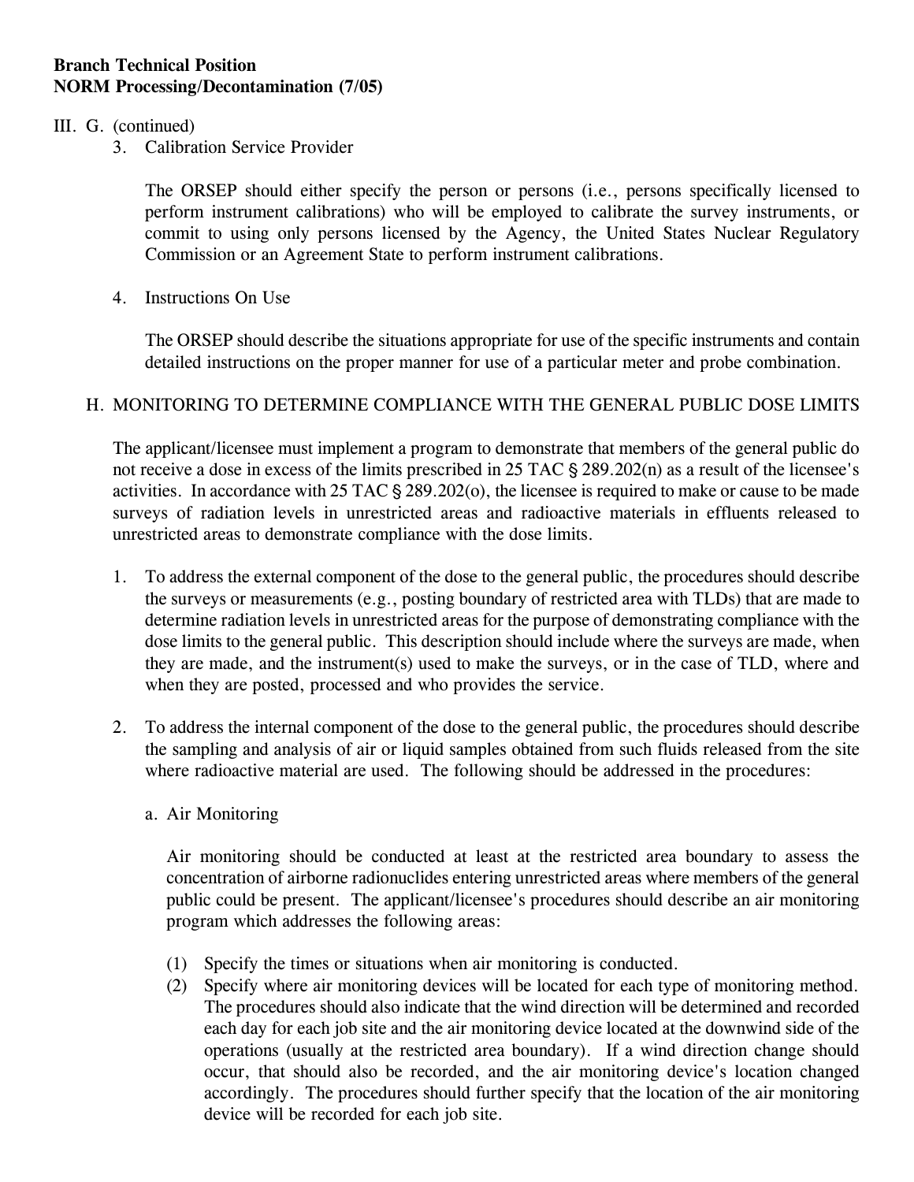III. G. (continued)

3. Calibration Service Provider

   The ORSEP should either specify the person or persons (i.e., persons specifically licensed to perform instrument calibrations) who will be employed to calibrate the survey instruments, or commit to using only persons licensed by the Agency, the United States Nuclear Regulatory Commission or an Agreement State to perform instrument calibrations.

4. Instructions On Use

   The ORSEP should describe the situations appropriate for use of the specific instruments and contain detailed instructions on the proper manner for use of a particular meter and probe combination.

H. MONITORING TO DETERMINE COMPLIANCE WITH THE GENERAL PUBLIC DOSE LIMITS

The applicant/licensee must implement a program to demonstrate that members of the general public do not receive a dose in excess of the limits prescribed in 25 TAC § 289.202(n) as a result of the licensee's activities. In accordance with 25 TAC § 289.202(o), the licensee is required to make or cause to be made surveys of radiation levels in unrestricted areas and radioactive materials in effluents released to unrestricted areas to demonstrate compliance with the dose limits.

1. To address the external component of the dose to the general public, the procedures should describe the surveys or measurements (e.g., posting boundary of restricted area with TLDs) that are made to determine radiation levels in unrestricted areas for the purpose of demonstrating compliance with the dose limits to the general public. This description should include where the surveys are made, when they are made, and the instrument(s) used to make the surveys, or in the case of TLD, where and when they are posted, processed and who provides the service.

2. To address the internal component of the dose to the general public, the procedures should describe the sampling and analysis of air or liquid samples obtained from such fluids released from the site where radioactive material are used. The following should be addressed in the procedures:

   a. Air Monitoring

      Air monitoring should be conducted at least at the restricted area boundary to assess the concentration of airborne radionuclides entering unrestricted areas where members of the general public could be present. The applicant/licensee's procedures should describe an air monitoring program which addresses the following areas:

      (1) Specify the times or situations when air monitoring is conducted.
      (2) Specify where air monitoring devices will be located for each type of monitoring method. The procedures should also indicate that the wind direction will be determined and recorded each day for each job site and the air monitoring device located at the downwind side of the operations (usually at the restricted area boundary). If a wind direction change should occur, that should also be recorded, and the air monitoring device's location changed accordingly. The procedures should further specify that the location of the air monitoring device will be recorded for each job site.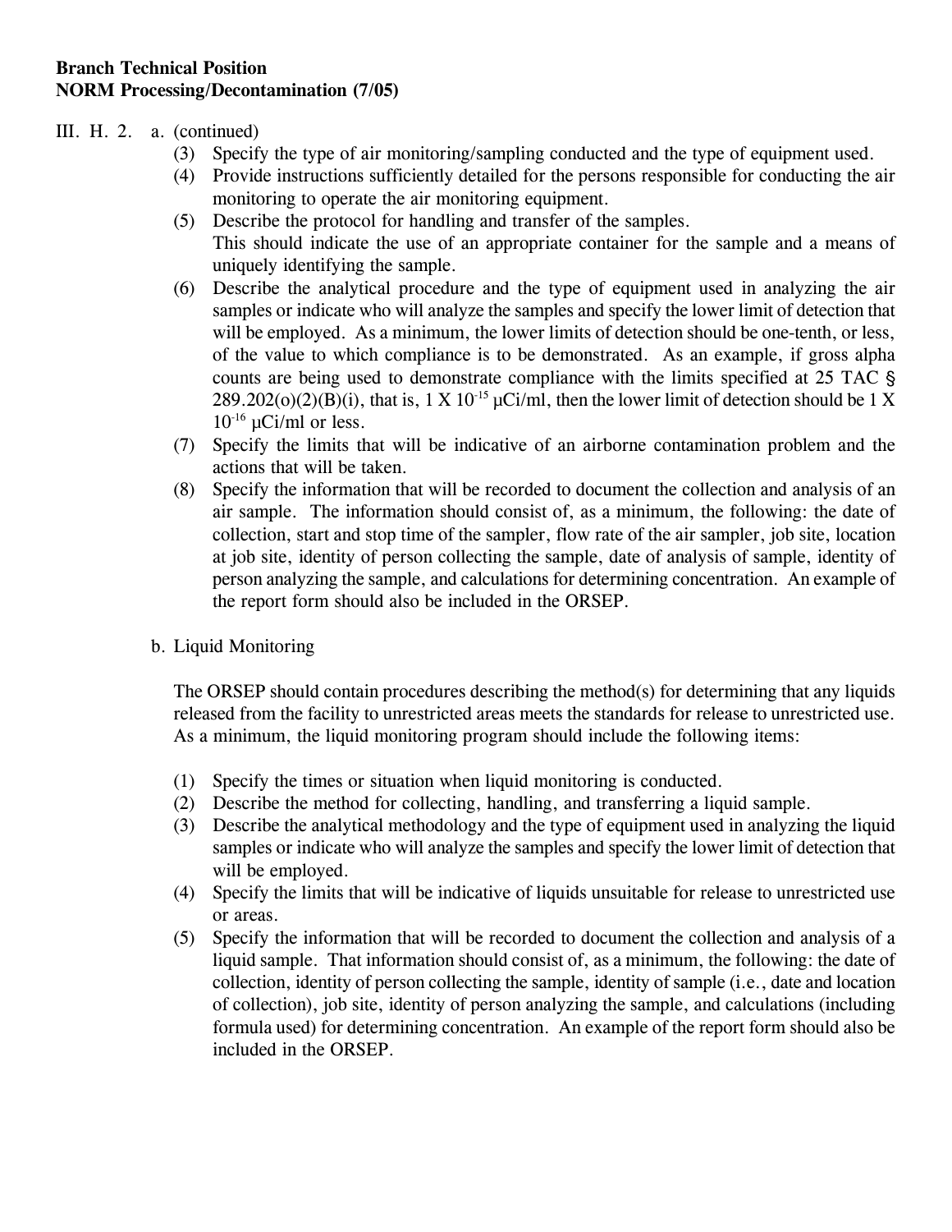**Branch Technical Position**
**NORM Processing/Decontamination (7/05)**

III. H. 2. a. (continued)

(3) Specify the type of air monitoring/sampling conducted and the type of equipment used.

(4) Provide instructions sufficiently detailed for the persons responsible for conducting the air monitoring to operate the air monitoring equipment.

(5) Describe the protocol for handling and transfer of the samples.
This should indicate the use of an appropriate container for the sample and a means of uniquely identifying the sample.

(6) Describe the analytical procedure and the type of equipment used in analyzing the air samples or indicate who will analyze the samples and specify the lower limit of detection that will be employed. As a minimum, the lower limits of detection should be one-tenth, or less, of the value to which compliance is to be demonstrated. As an example, if gross alpha counts are being used to demonstrate compliance with the limits specified at 25 TAC § 289.202(o)(2)(B)(i), that is, $1 \times 10^{-15}$ μCi/ml, then the lower limit of detection should be $1 \times 10^{-16}$ μCi/ml or less.

(7) Specify the limits that will be indicative of an airborne contamination problem and the actions that will be taken.

(8) Specify the information that will be recorded to document the collection and analysis of an air sample. The information should consist of, as a minimum, the following: the date of collection, start and stop time of the sampler, flow rate of the air sampler, job site, location at job site, identity of person collecting the sample, date of analysis of sample, identity of person analyzing the sample, and calculations for determining concentration. An example of the report form should also be included in the ORSEP.

b. Liquid Monitoring

The ORSEP should contain procedures describing the method(s) for determining that any liquids released from the facility to unrestricted areas meets the standards for release to unrestricted use. As a minimum, the liquid monitoring program should include the following items:

(1) Specify the times or situation when liquid monitoring is conducted.

(2) Describe the method for collecting, handling, and transferring a liquid sample.

(3) Describe the analytical methodology and the type of equipment used in analyzing the liquid samples or indicate who will analyze the samples and specify the lower limit of detection that will be employed.

(4) Specify the limits that will be indicative of liquids unsuitable for release to unrestricted use or areas.

(5) Specify the information that will be recorded to document the collection and analysis of a liquid sample. That information should consist of, as a minimum, the following: the date of collection, identity of person collecting the sample, identity of sample (i.e., date and location of collection), job site, identity of person analyzing the sample, and calculations (including formula used) for determining concentration. An example of the report form should also be included in the ORSEP.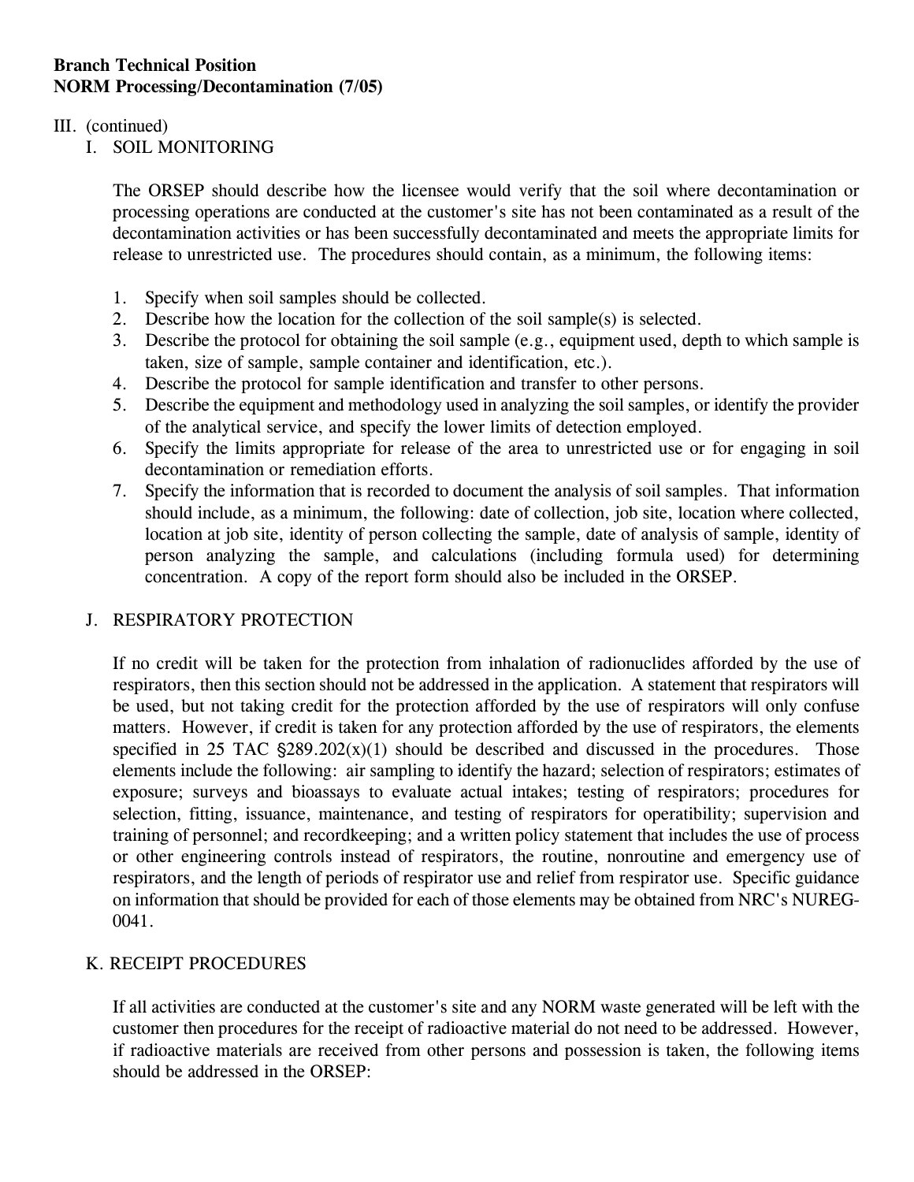**Branch Technical Position**
**NORM Processing/Decontamination (7/05)**

III. (continued)

## I. SOIL MONITORING

The ORSEP should describe how the licensee would verify that the soil where decontamination or processing operations are conducted at the customer's site has not been contaminated as a result of the decontamination activities or has been successfully decontaminated and meets the appropriate limits for release to unrestricted use. The procedures should contain, as a minimum, the following items:

1. Specify when soil samples should be collected.
2. Describe how the location for the collection of the soil sample(s) is selected.
3. Describe the protocol for obtaining the soil sample (e.g., equipment used, depth to which sample is taken, size of sample, sample container and identification, etc.).
4. Describe the protocol for sample identification and transfer to other persons.
5. Describe the equipment and methodology used in analyzing the soil samples, or identify the provider of the analytical service, and specify the lower limits of detection employed.
6. Specify the limits appropriate for release of the area to unrestricted use or for engaging in soil decontamination or remediation efforts.
7. Specify the information that is recorded to document the analysis of soil samples. That information should include, as a minimum, the following: date of collection, job site, location where collected, location at job site, identity of person collecting the sample, date of analysis of sample, identity of person analyzing the sample, and calculations (including formula used) for determining concentration. A copy of the report form should also be included in the ORSEP.

## J. RESPIRATORY PROTECTION

If no credit will be taken for the protection from inhalation of radionuclides afforded by the use of respirators, then this section should not be addressed in the application. A statement that respirators will be used, but not taking credit for the protection afforded by the use of respirators will only confuse matters. However, if credit is taken for any protection afforded by the use of respirators, the elements specified in 25 TAC §289.202(x)(1) should be described and discussed in the procedures. Those elements include the following: air sampling to identify the hazard; selection of respirators; estimates of exposure; surveys and bioassays to evaluate actual intakes; testing of respirators; procedures for selection, fitting, issuance, maintenance, and testing of respirators for operatibility; supervision and training of personnel; and recordkeeping; and a written policy statement that includes the use of process or other engineering controls instead of respirators, the routine, nonroutine and emergency use of respirators, and the length of periods of respirator use and relief from respirator use. Specific guidance on information that should be provided for each of those elements may be obtained from NRC's NUREG-0041.

## K. RECEIPT PROCEDURES

If all activities are conducted at the customer's site and any NORM waste generated will be left with the customer then procedures for the receipt of radioactive material do not need to be addressed. However, if radioactive materials are received from other persons and possession is taken, the following items should be addressed in the ORSEP: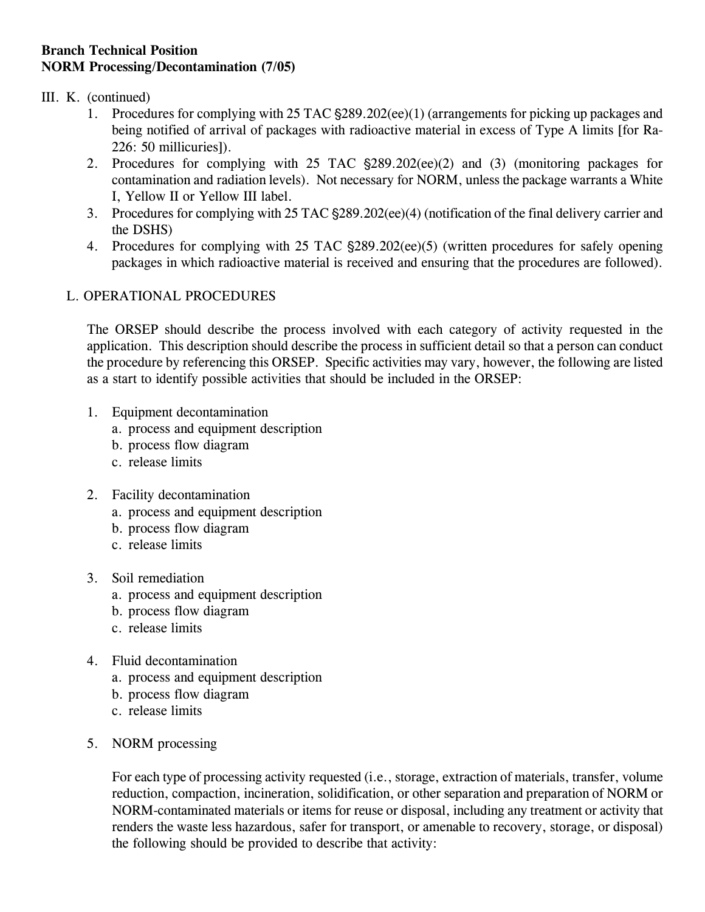III. K. (continued)

1. Procedures for complying with 25 TAC §289.202(ee)(1) (arrangements for picking up packages and being notified of arrival of packages with radioactive material in excess of Type A limits [for Ra-226: 50 millicuries]).
2. Procedures for complying with 25 TAC §289.202(ee)(2) and (3) (monitoring packages for contamination and radiation levels). Not necessary for NORM, unless the package warrants a White I, Yellow II or Yellow III label.
3. Procedures for complying with 25 TAC §289.202(ee)(4) (notification of the final delivery carrier and the DSHS)
4. Procedures for complying with 25 TAC §289.202(ee)(5) (written procedures for safely opening packages in which radioactive material is received and ensuring that the procedures are followed).

## L. OPERATIONAL PROCEDURES

The ORSEP should describe the process involved with each category of activity requested in the application. This description should describe the process in sufficient detail so that a person can conduct the procedure by referencing this ORSEP. Specific activities may vary, however, the following are listed as a start to identify possible activities that should be included in the ORSEP:

1. Equipment decontamination
   a. process and equipment description
   b. process flow diagram
   c. release limits

2. Facility decontamination
   a. process and equipment description
   b. process flow diagram
   c. release limits

3. Soil remediation
   a. process and equipment description
   b. process flow diagram
   c. release limits

4. Fluid decontamination
   a. process and equipment description
   b. process flow diagram
   c. release limits

5. NORM processing

   For each type of processing activity requested (i.e., storage, extraction of materials, transfer, volume reduction, compaction, incineration, solidification, or other separation and preparation of NORM or NORM-contaminated materials or items for reuse or disposal, including any treatment or activity that renders the waste less hazardous, safer for transport, or amenable to recovery, storage, or disposal) the following should be provided to describe that activity: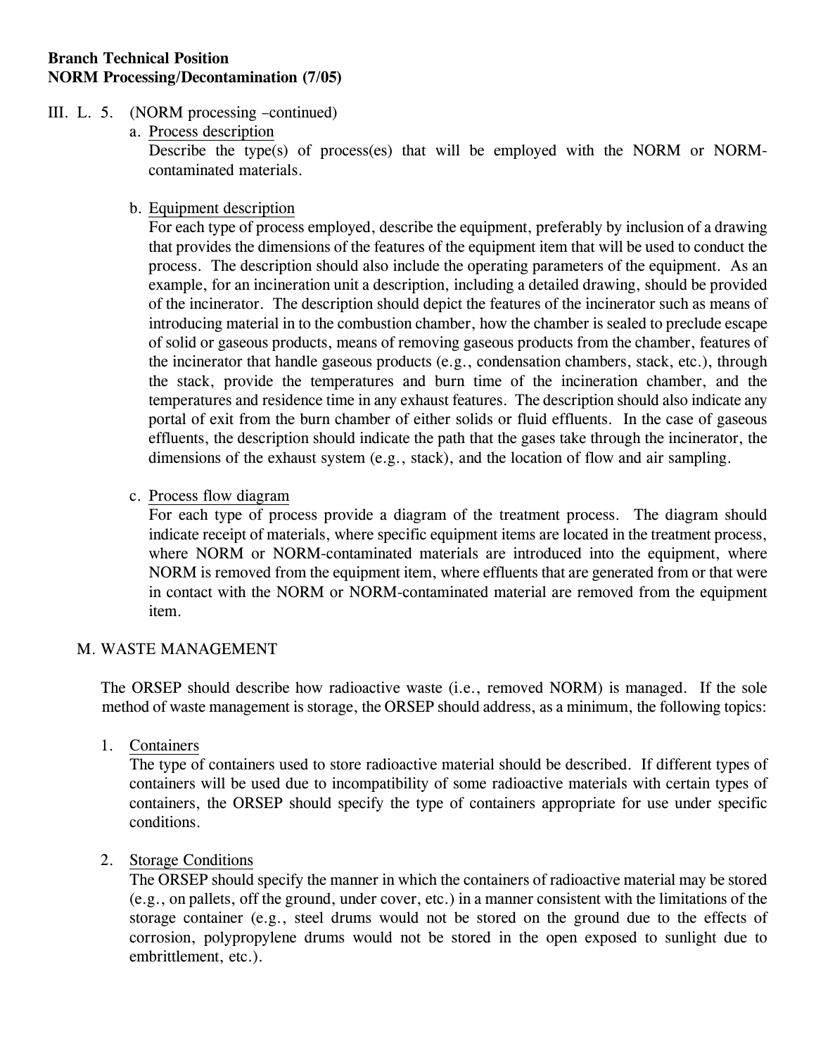**Branch Technical Position**
**NORM Processing/Decontamination (7/05)**

III. L. 5. (NORM processing –continued)

a. Process description

Describe the type(s) of process(es) that will be employed with the NORM or NORM-contaminated materials.

b. Equipment description

For each type of process employed, describe the equipment, preferably by inclusion of a drawing that provides the dimensions of the features of the equipment item that will be used to conduct the process. The description should also include the operating parameters of the equipment. As an example, for an incineration unit a description, including a detailed drawing, should be provided of the incinerator. The description should depict the features of the incinerator such as means of introducing material in to the combustion chamber, how the chamber is sealed to preclude escape of solid or gaseous products, means of removing gaseous products from the chamber, features of the incinerator that handle gaseous products (e.g., condensation chambers, stack, etc.), through the stack, provide the temperatures and burn time of the incineration chamber, and the temperatures and residence time in any exhaust features. The description should also indicate any portal of exit from the burn chamber of either solids or fluid effluents. In the case of gaseous effluents, the description should indicate the path that the gases take through the incinerator, the dimensions of the exhaust system (e.g., stack), and the location of flow and air sampling.

c. Process flow diagram

For each type of process provide a diagram of the treatment process. The diagram should indicate receipt of materials, where specific equipment items are located in the treatment process, where NORM or NORM-contaminated materials are introduced into the equipment, where NORM is removed from the equipment item, where effluents that are generated from or that were in contact with the NORM or NORM-contaminated material are removed from the equipment item.

## M. WASTE MANAGEMENT

The ORSEP should describe how radioactive waste (i.e., removed NORM) is managed. If the sole method of waste management is storage, the ORSEP should address, as a minimum, the following topics:

1. Containers

   The type of containers used to store radioactive material should be described. If different types of containers will be used due to incompatibility of some radioactive materials with certain types of containers, the ORSEP should specify the type of containers appropriate for use under specific conditions.

2. Storage Conditions

   The ORSEP should specify the manner in which the containers of radioactive material may be stored (e.g., on pallets, off the ground, under cover, etc.) in a manner consistent with the limitations of the storage container (e.g., steel drums would not be stored on the ground due to the effects of corrosion, polypropylene drums would not be stored in the open exposed to sunlight due to embrittlement, etc.).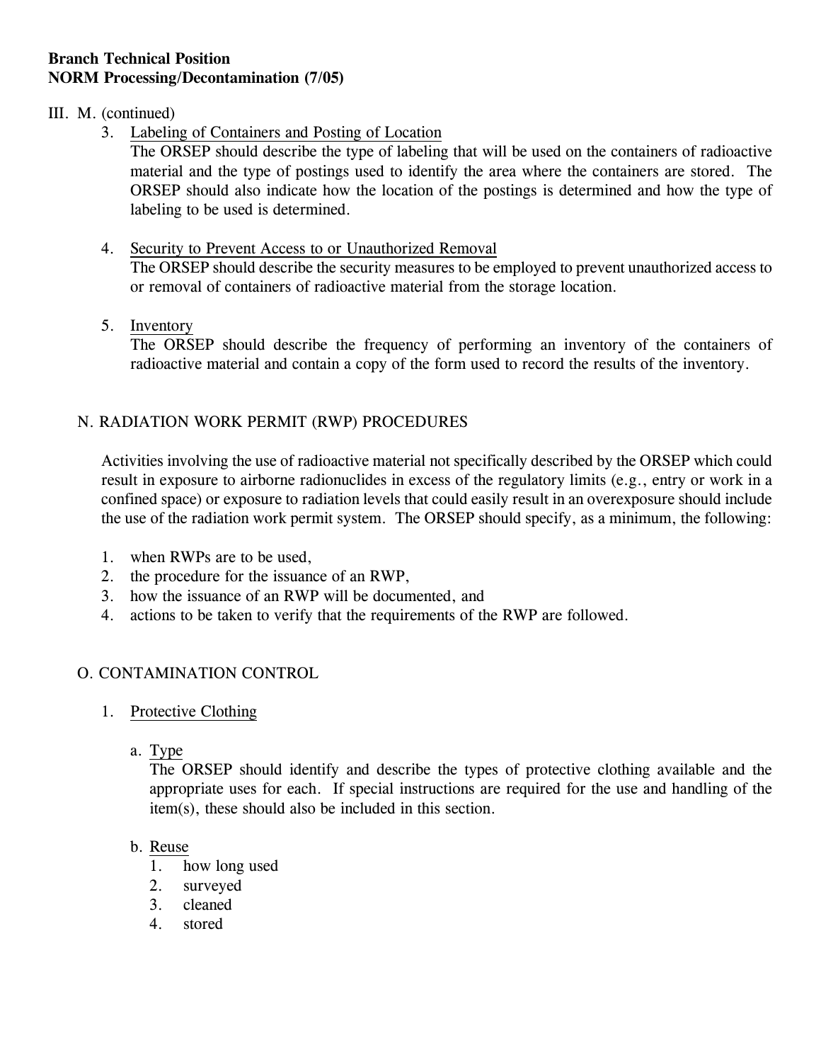III. M. (continued)

3. Labeling of Containers and Posting of Location

   The ORSEP should describe the type of labeling that will be used on the containers of radioactive material and the type of postings used to identify the area where the containers are stored. The ORSEP should also indicate how the location of the postings is determined and how the type of labeling to be used is determined.

4. Security to Prevent Access to or Unauthorized Removal

   The ORSEP should describe the security measures to be employed to prevent unauthorized access to or removal of containers of radioactive material from the storage location.

5. Inventory

   The ORSEP should describe the frequency of performing an inventory of the containers of radioactive material and contain a copy of the form used to record the results of the inventory.

## N. RADIATION WORK PERMIT (RWP) PROCEDURES

Activities involving the use of radioactive material not specifically described by the ORSEP which could result in exposure to airborne radionuclides in excess of the regulatory limits (e.g., entry or work in a confined space) or exposure to radiation levels that could easily result in an overexposure should include the use of the radiation work permit system. The ORSEP should specify, as a minimum, the following:

1. when RWPs are to be used,
2. the procedure for the issuance of an RWP,
3. how the issuance of an RWP will be documented, and
4. actions to be taken to verify that the requirements of the RWP are followed.

## O. CONTAMINATION CONTROL

1. Protective Clothing

   a. Type

      The ORSEP should identify and describe the types of protective clothing available and the appropriate uses for each. If special instructions are required for the use and handling of the item(s), these should also be included in this section.

   b. Reuse
      1. how long used
      2. surveyed
      3. cleaned
      4. stored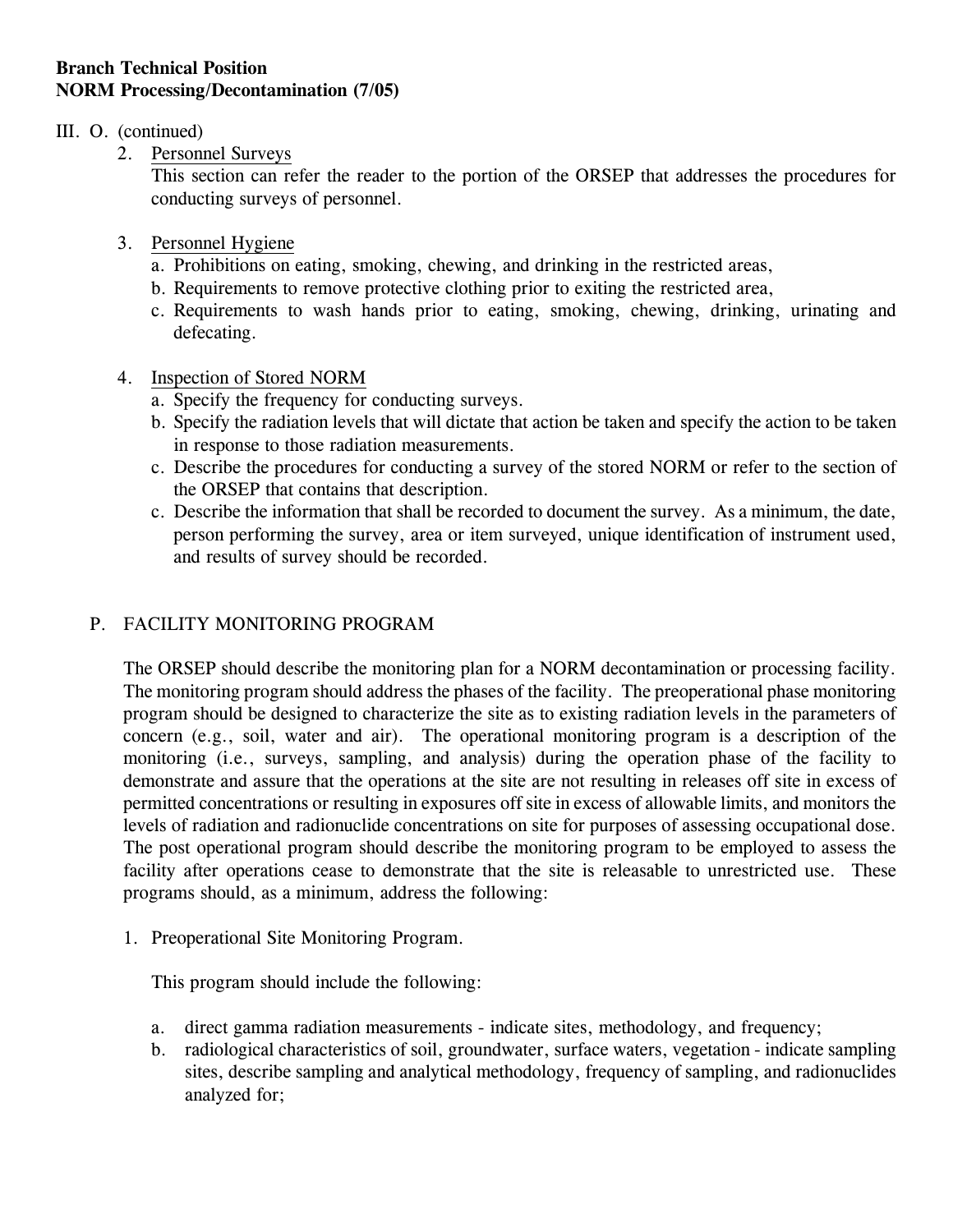**Branch Technical Position**
**NORM Processing/Decontamination (7/05)**

III. O. (continued)

2. Personnel Surveys

   This section can refer the reader to the portion of the ORSEP that addresses the procedures for conducting surveys of personnel.

3. Personnel Hygiene

   a. Prohibitions on eating, smoking, chewing, and drinking in the restricted areas,
   b. Requirements to remove protective clothing prior to exiting the restricted area,
   c. Requirements to wash hands prior to eating, smoking, chewing, drinking, urinating and defecating.

4. Inspection of Stored NORM

   a. Specify the frequency for conducting surveys.
   b. Specify the radiation levels that will dictate that action be taken and specify the action to be taken in response to those radiation measurements.
   c. Describe the procedures for conducting a survey of the stored NORM or refer to the section of the ORSEP that contains that description.
   c. Describe the information that shall be recorded to document the survey. As a minimum, the date, person performing the survey, area or item surveyed, unique identification of instrument used, and results of survey should be recorded.

P. FACILITY MONITORING PROGRAM

The ORSEP should describe the monitoring plan for a NORM decontamination or processing facility. The monitoring program should address the phases of the facility. The preoperational phase monitoring program should be designed to characterize the site as to existing radiation levels in the parameters of concern (e.g., soil, water and air). The operational monitoring program is a description of the monitoring (i.e., surveys, sampling, and analysis) during the operation phase of the facility to demonstrate and assure that the operations at the site are not resulting in releases off site in excess of permitted concentrations or resulting in exposures off site in excess of allowable limits, and monitors the levels of radiation and radionuclide concentrations on site for purposes of assessing occupational dose. The post operational program should describe the monitoring program to be employed to assess the facility after operations cease to demonstrate that the site is releasable to unrestricted use. These programs should, as a minimum, address the following:

1. Preoperational Site Monitoring Program.

   This program should include the following:

   a. direct gamma radiation measurements - indicate sites, methodology, and frequency;
   b. radiological characteristics of soil, groundwater, surface waters, vegetation - indicate sampling sites, describe sampling and analytical methodology, frequency of sampling, and radionuclides analyzed for;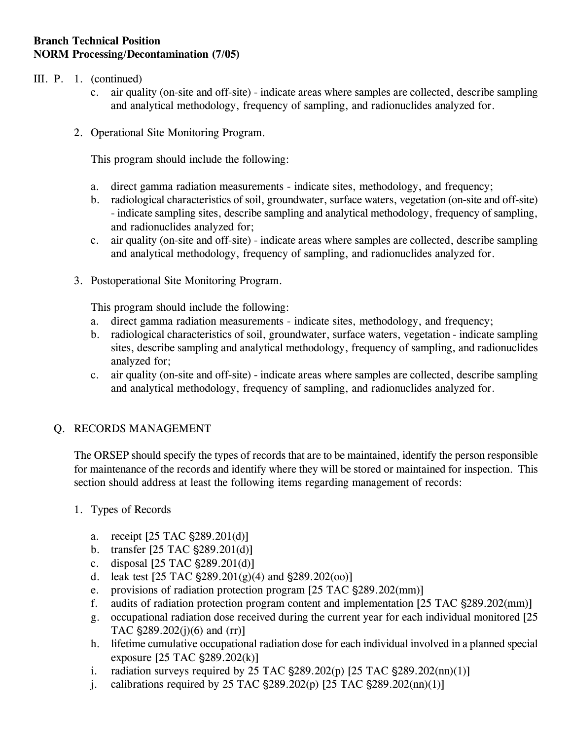III. P. 1. (continued)

c. air quality (on-site and off-site) - indicate areas where samples are collected, describe sampling and analytical methodology, frequency of sampling, and radionuclides analyzed for.

2. Operational Site Monitoring Program.

This program should include the following:

a. direct gamma radiation measurements - indicate sites, methodology, and frequency;
b. radiological characteristics of soil, groundwater, surface waters, vegetation (on-site and off-site) - indicate sampling sites, describe sampling and analytical methodology, frequency of sampling, and radionuclides analyzed for;
c. air quality (on-site and off-site) - indicate areas where samples are collected, describe sampling and analytical methodology, frequency of sampling, and radionuclides analyzed for.

3. Postoperational Site Monitoring Program.

This program should include the following:

a. direct gamma radiation measurements - indicate sites, methodology, and frequency;
b. radiological characteristics of soil, groundwater, surface waters, vegetation - indicate sampling sites, describe sampling and analytical methodology, frequency of sampling, and radionuclides analyzed for;
c. air quality (on-site and off-site) - indicate areas where samples are collected, describe sampling and analytical methodology, frequency of sampling, and radionuclides analyzed for.

## Q. RECORDS MANAGEMENT

The ORSEP should specify the types of records that are to be maintained, identify the person responsible for maintenance of the records and identify where they will be stored or maintained for inspection. This section should address at least the following items regarding management of records:

1. Types of Records

a. receipt [25 TAC §289.201(d)]
b. transfer [25 TAC §289.201(d)]
c. disposal [25 TAC §289.201(d)]
d. leak test [25 TAC §289.201(g)(4) and §289.202(oo)]
e. provisions of radiation protection program [25 TAC §289.202(mm)]
f. audits of radiation protection program content and implementation [25 TAC §289.202(mm)]
g. occupational radiation dose received during the current year for each individual monitored [25 TAC §289.202(j)(6) and (rr)]
h. lifetime cumulative occupational radiation dose for each individual involved in a planned special exposure [25 TAC §289.202(k)]
i. radiation surveys required by 25 TAC §289.202(p) [25 TAC §289.202(nn)(1)]
j. calibrations required by 25 TAC §289.202(p) [25 TAC §289.202(nn)(1)]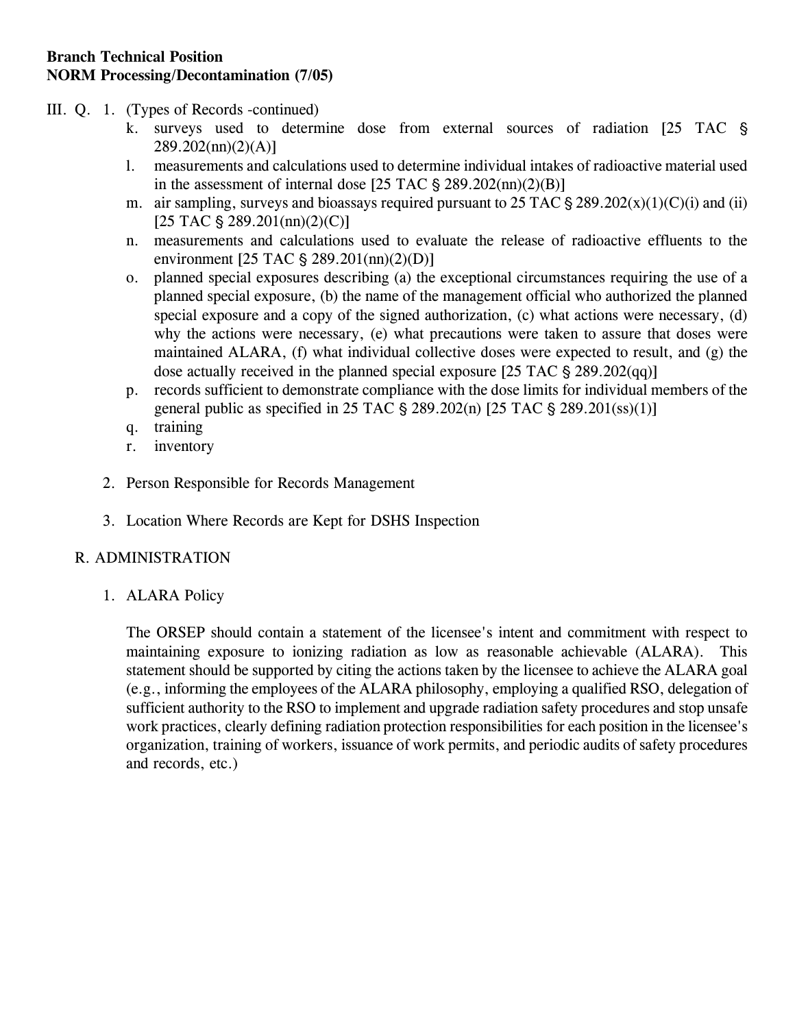**Branch Technical Position**
**NORM Processing/Decontamination (7/05)**

III. Q. 1. (Types of Records -continued)

k. surveys used to determine dose from external sources of radiation [25 TAC § 289.202(nn)(2)(A)]

l. measurements and calculations used to determine individual intakes of radioactive material used in the assessment of internal dose [25 TAC § 289.202(nn)(2)(B)]

m. air sampling, surveys and bioassays required pursuant to 25 TAC § 289.202(x)(1)(C)(i) and (ii) [25 TAC § 289.201(nn)(2)(C)]

n. measurements and calculations used to evaluate the release of radioactive effluents to the environment [25 TAC § 289.201(nn)(2)(D)]

o. planned special exposures describing (a) the exceptional circumstances requiring the use of a planned special exposure, (b) the name of the management official who authorized the planned special exposure and a copy of the signed authorization, (c) what actions were necessary, (d) why the actions were necessary, (e) what precautions were taken to assure that doses were maintained ALARA, (f) what individual collective doses were expected to result, and (g) the dose actually received in the planned special exposure [25 TAC § 289.202(qq)]

p. records sufficient to demonstrate compliance with the dose limits for individual members of the general public as specified in 25 TAC § 289.202(n) [25 TAC § 289.201(ss)(1)]

q. training

r. inventory

2. Person Responsible for Records Management

3. Location Where Records are Kept for DSHS Inspection

R. ADMINISTRATION

1. ALARA Policy

The ORSEP should contain a statement of the licensee's intent and commitment with respect to maintaining exposure to ionizing radiation as low as reasonable achievable (ALARA). This statement should be supported by citing the actions taken by the licensee to achieve the ALARA goal (e.g., informing the employees of the ALARA philosophy, employing a qualified RSO, delegation of sufficient authority to the RSO to implement and upgrade radiation safety procedures and stop unsafe work practices, clearly defining radiation protection responsibilities for each position in the licensee's organization, training of workers, issuance of work permits, and periodic audits of safety procedures and records, etc.)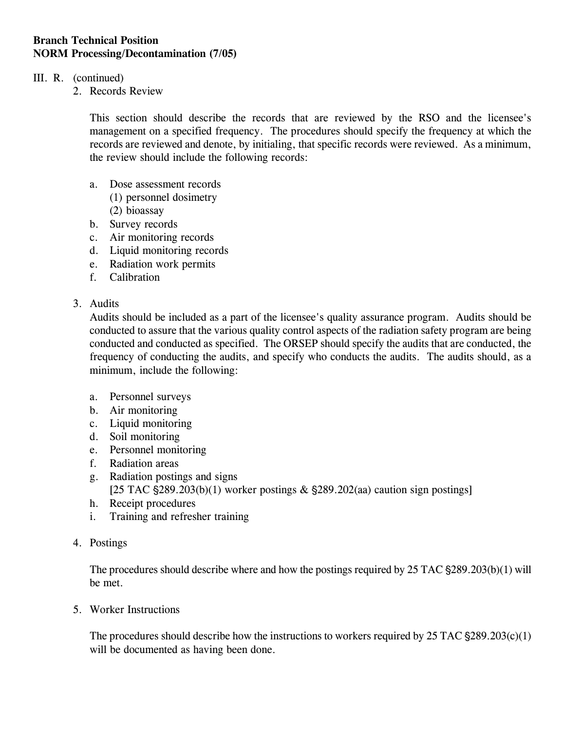III. R. (continued)

2. Records Review

   This section should describe the records that are reviewed by the RSO and the licensee's management on a specified frequency. The procedures should specify the frequency at which the records are reviewed and denote, by initialing, that specific records were reviewed. As a minimum, the review should include the following records:

   a. Dose assessment records
      (1) personnel dosimetry
      (2) bioassay
   b. Survey records
   c. Air monitoring records
   d. Liquid monitoring records
   e. Radiation work permits
   f. Calibration

3. Audits

   Audits should be included as a part of the licensee's quality assurance program. Audits should be conducted to assure that the various quality control aspects of the radiation safety program are being conducted and conducted as specified. The ORSEP should specify the audits that are conducted, the frequency of conducting the audits, and specify who conducts the audits. The audits should, as a minimum, include the following:

   a. Personnel surveys
   b. Air monitoring
   c. Liquid monitoring
   d. Soil monitoring
   e. Personnel monitoring
   f. Radiation areas
   g. Radiation postings and signs
      [25 TAC §289.203(b)(1) worker postings & §289.202(aa) caution sign postings]
   h. Receipt procedures
   i. Training and refresher training

4. Postings

   The procedures should describe where and how the postings required by 25 TAC §289.203(b)(1) will be met.

5. Worker Instructions

   The procedures should describe how the instructions to workers required by 25 TAC §289.203(c)(1) will be documented as having been done.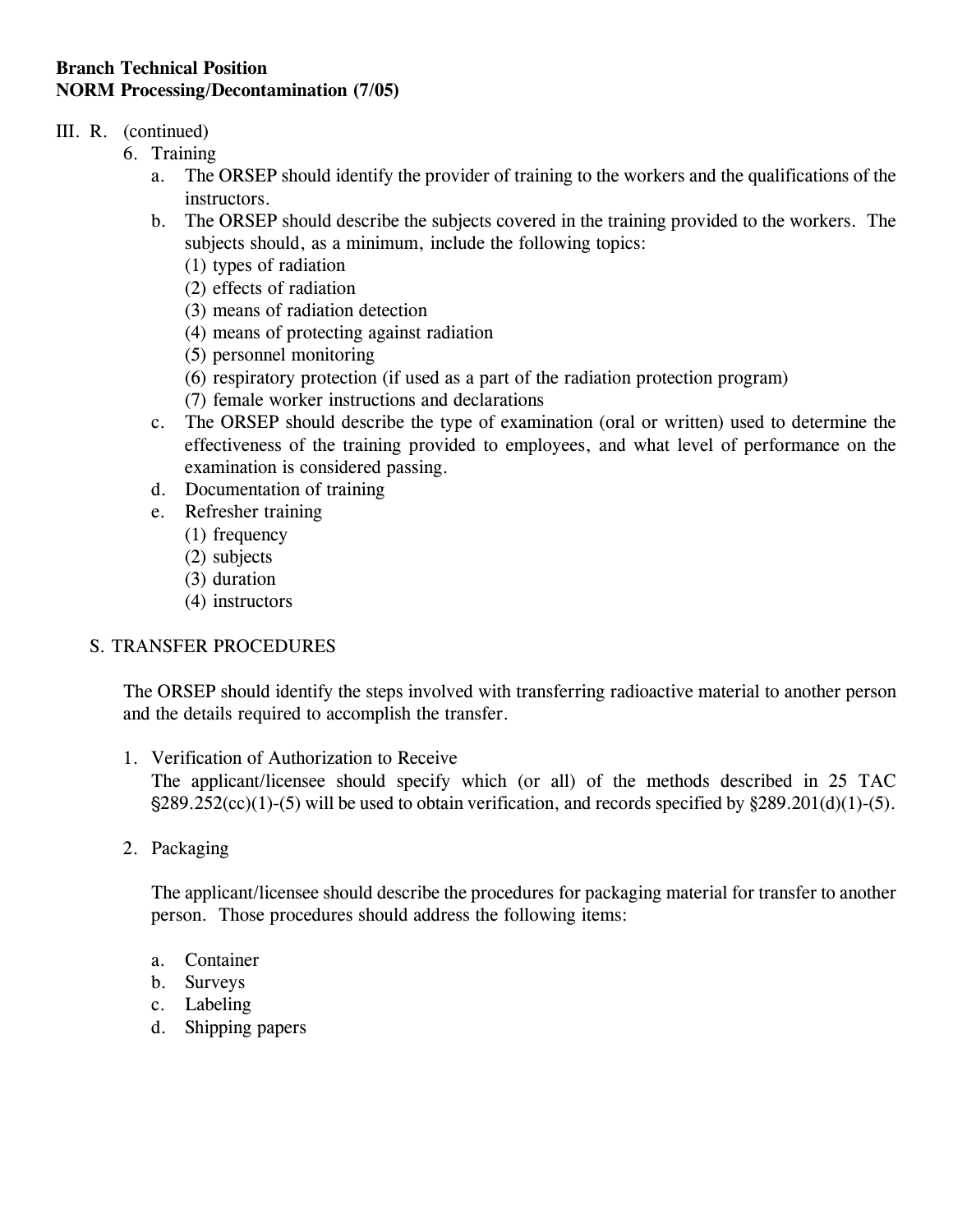**Branch Technical Position**
**NORM Processing/Decontamination (7/05)**

III. R. (continued)

6. Training
   a. The ORSEP should identify the provider of training to the workers and the qualifications of the instructors.
   b. The ORSEP should describe the subjects covered in the training provided to the workers. The subjects should, as a minimum, include the following topics:
      (1) types of radiation
      (2) effects of radiation
      (3) means of radiation detection
      (4) means of protecting against radiation
      (5) personnel monitoring
      (6) respiratory protection (if used as a part of the radiation protection program)
      (7) female worker instructions and declarations
   c. The ORSEP should describe the type of examination (oral or written) used to determine the effectiveness of the training provided to employees, and what level of performance on the examination is considered passing.
   d. Documentation of training
   e. Refresher training
      (1) frequency
      (2) subjects
      (3) duration
      (4) instructors

S. TRANSFER PROCEDURES

The ORSEP should identify the steps involved with transferring radioactive material to another person and the details required to accomplish the transfer.

1. Verification of Authorization to Receive
   The applicant/licensee should specify which (or all) of the methods described in 25 TAC §289.252(cc)(1)-(5) will be used to obtain verification, and records specified by §289.201(d)(1)-(5).

2. Packaging

   The applicant/licensee should describe the procedures for packaging material for transfer to another person. Those procedures should address the following items:

   a. Container
   b. Surveys
   c. Labeling
   d. Shipping papers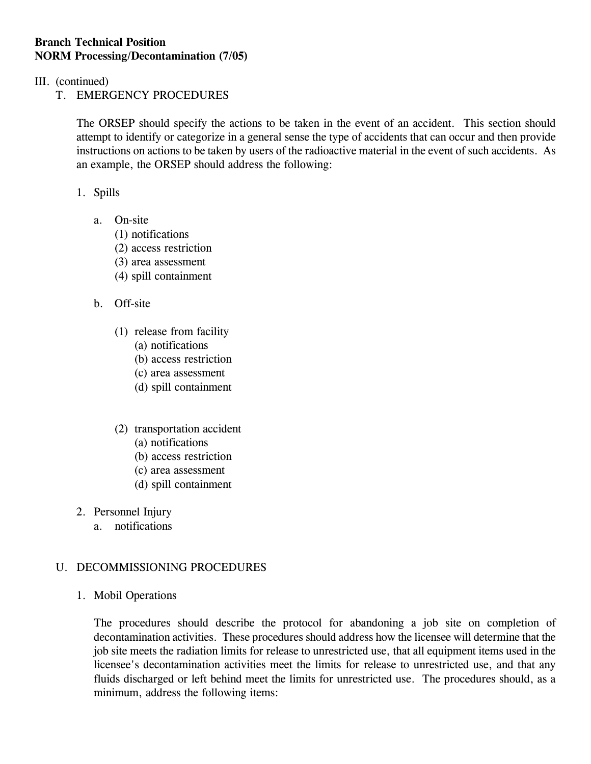**Branch Technical Position**
**NORM Processing/Decontamination (7/05)**

III. (continued)

T. EMERGENCY PROCEDURES

The ORSEP should specify the actions to be taken in the event of an accident. This section should attempt to identify or categorize in a general sense the type of accidents that can occur and then provide instructions on actions to be taken by users of the radioactive material in the event of such accidents. As an example, the ORSEP should address the following:

1. Spills

   a. On-site
      (1) notifications
      (2) access restriction
      (3) area assessment
      (4) spill containment

   b. Off-site

      (1) release from facility
         (a) notifications
         (b) access restriction
         (c) area assessment
         (d) spill containment

      (2) transportation accident
         (a) notifications
         (b) access restriction
         (c) area assessment
         (d) spill containment

2. Personnel Injury
   a. notifications

U. DECOMMISSIONING PROCEDURES

1. Mobil Operations

The procedures should describe the protocol for abandoning a job site on completion of decontamination activities. These procedures should address how the licensee will determine that the job site meets the radiation limits for release to unrestricted use, that all equipment items used in the licensee's decontamination activities meet the limits for release to unrestricted use, and that any fluids discharged or left behind meet the limits for unrestricted use. The procedures should, as a minimum, address the following items: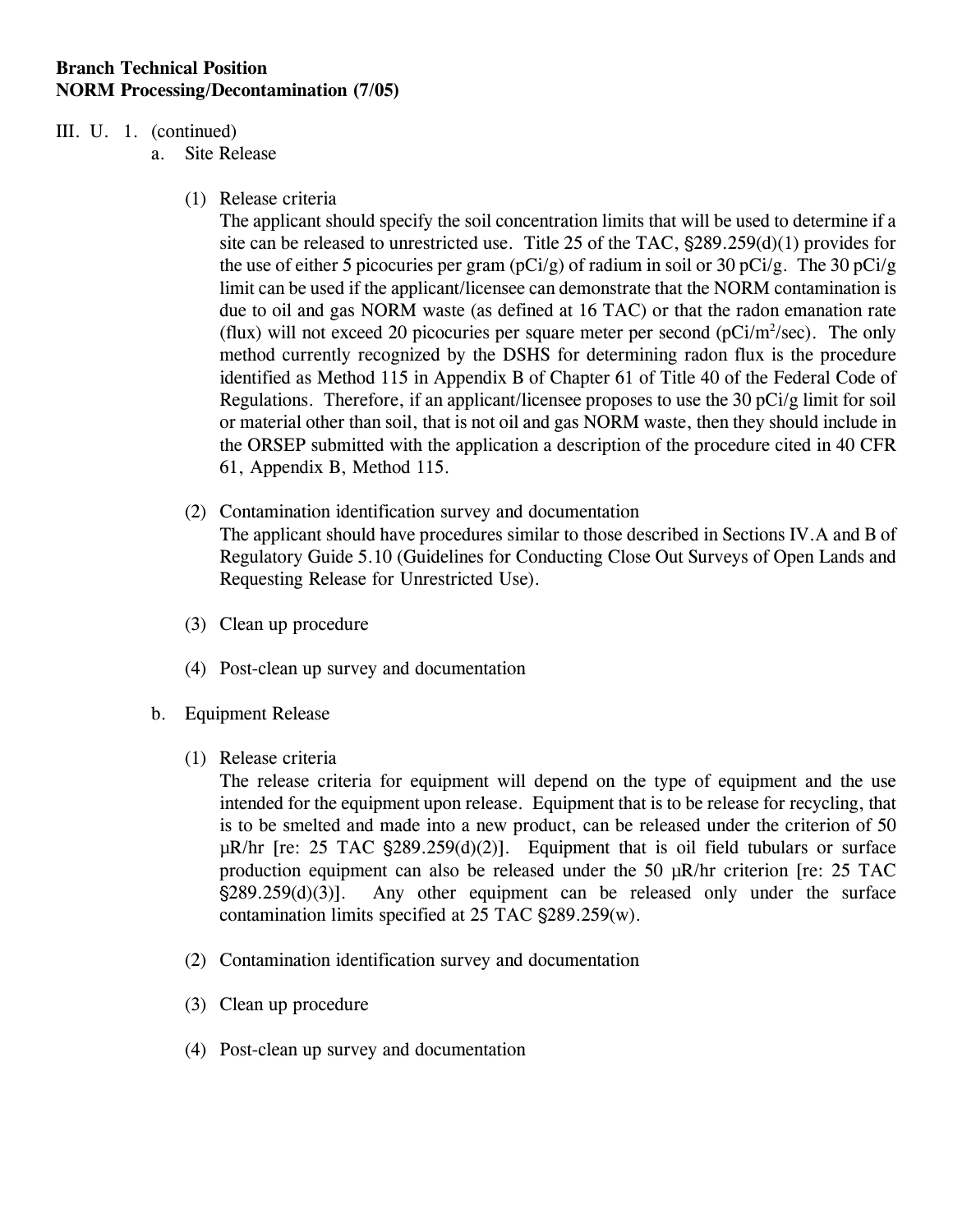**Branch Technical Position**
**NORM Processing/Decontamination (7/05)**

III. U. 1. (continued)

a. Site Release

(1) Release criteria

The applicant should specify the soil concentration limits that will be used to determine if a site can be released to unrestricted use. Title 25 of the TAC, §289.259(d)(1) provides for the use of either 5 picocuries per gram (pCi/g) of radium in soil or 30 pCi/g. The 30 pCi/g limit can be used if the applicant/licensee can demonstrate that the NORM contamination is due to oil and gas NORM waste (as defined at 16 TAC) or that the radon emanation rate (flux) will not exceed 20 picocuries per square meter per second (pCi/m$^2$/sec). The only method currently recognized by the DSHS for determining radon flux is the procedure identified as Method 115 in Appendix B of Chapter 61 of Title 40 of the Federal Code of Regulations. Therefore, if an applicant/licensee proposes to use the 30 pCi/g limit for soil or material other than soil, that is not oil and gas NORM waste, then they should include in the ORSEP submitted with the application a description of the procedure cited in 40 CFR 61, Appendix B, Method 115.

(2) Contamination identification survey and documentation

The applicant should have procedures similar to those described in Sections IV.A and B of Regulatory Guide 5.10 (Guidelines for Conducting Close Out Surveys of Open Lands and Requesting Release for Unrestricted Use).

(3) Clean up procedure

(4) Post-clean up survey and documentation

b. Equipment Release

(1) Release criteria

The release criteria for equipment will depend on the type of equipment and the use intended for the equipment upon release. Equipment that is to be release for recycling, that is to be smelted and made into a new product, can be released under the criterion of 50 μR/hr [re: 25 TAC §289.259(d)(2)]. Equipment that is oil field tubulars or surface production equipment can also be released under the 50 μR/hr criterion [re: 25 TAC §289.259(d)(3)]. Any other equipment can be released only under the surface contamination limits specified at 25 TAC §289.259(w).

(2) Contamination identification survey and documentation

(3) Clean up procedure

(4) Post-clean up survey and documentation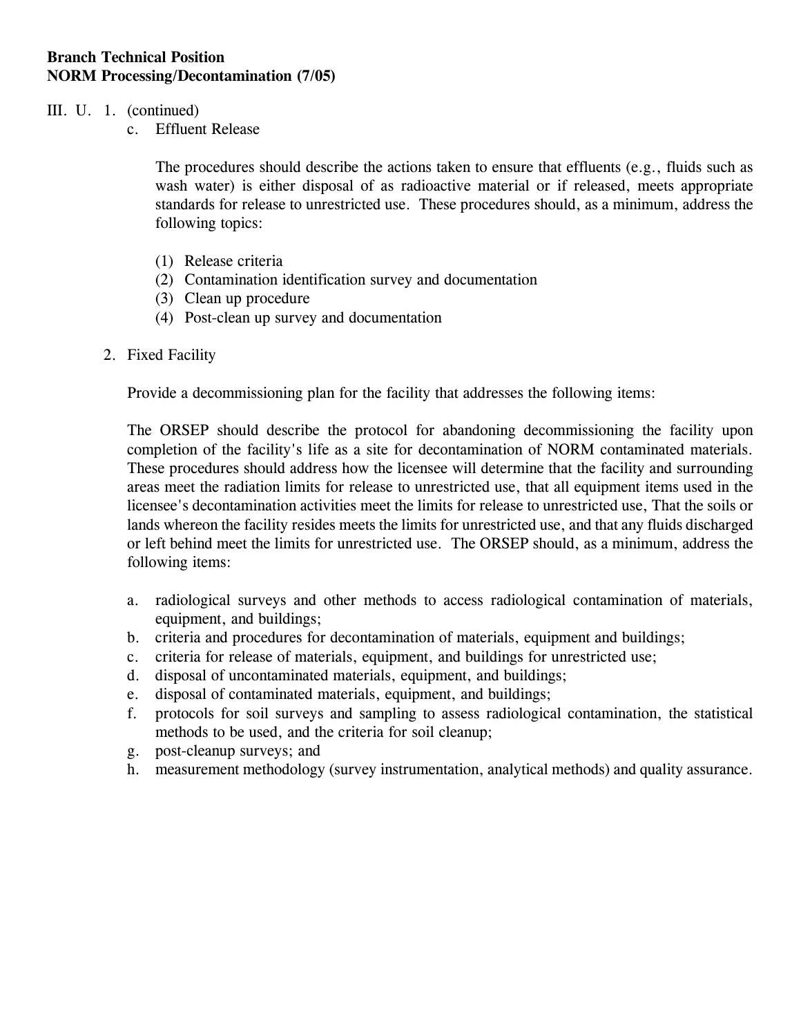**Branch Technical Position**
**NORM Processing/Decontamination (7/05)**

III. U. 1. (continued)

c. Effluent Release

The procedures should describe the actions taken to ensure that effluents (e.g., fluids such as wash water) is either disposal of as radioactive material or if released, meets appropriate standards for release to unrestricted use. These procedures should, as a minimum, address the following topics:

(1) Release criteria
(2) Contamination identification survey and documentation
(3) Clean up procedure
(4) Post-clean up survey and documentation

2. Fixed Facility

Provide a decommissioning plan for the facility that addresses the following items:

The ORSEP should describe the protocol for abandoning decommissioning the facility upon completion of the facility's life as a site for decontamination of NORM contaminated materials. These procedures should address how the licensee will determine that the facility and surrounding areas meet the radiation limits for release to unrestricted use, that all equipment items used in the licensee's decontamination activities meet the limits for release to unrestricted use, That the soils or lands whereon the facility resides meets the limits for unrestricted use, and that any fluids discharged or left behind meet the limits for unrestricted use. The ORSEP should, as a minimum, address the following items:

a. radiological surveys and other methods to access radiological contamination of materials, equipment, and buildings;
b. criteria and procedures for decontamination of materials, equipment and buildings;
c. criteria for release of materials, equipment, and buildings for unrestricted use;
d. disposal of uncontaminated materials, equipment, and buildings;
e. disposal of contaminated materials, equipment, and buildings;
f. protocols for soil surveys and sampling to assess radiological contamination, the statistical methods to be used, and the criteria for soil cleanup;
g. post-cleanup surveys; and
h. measurement methodology (survey instrumentation, analytical methods) and quality assurance.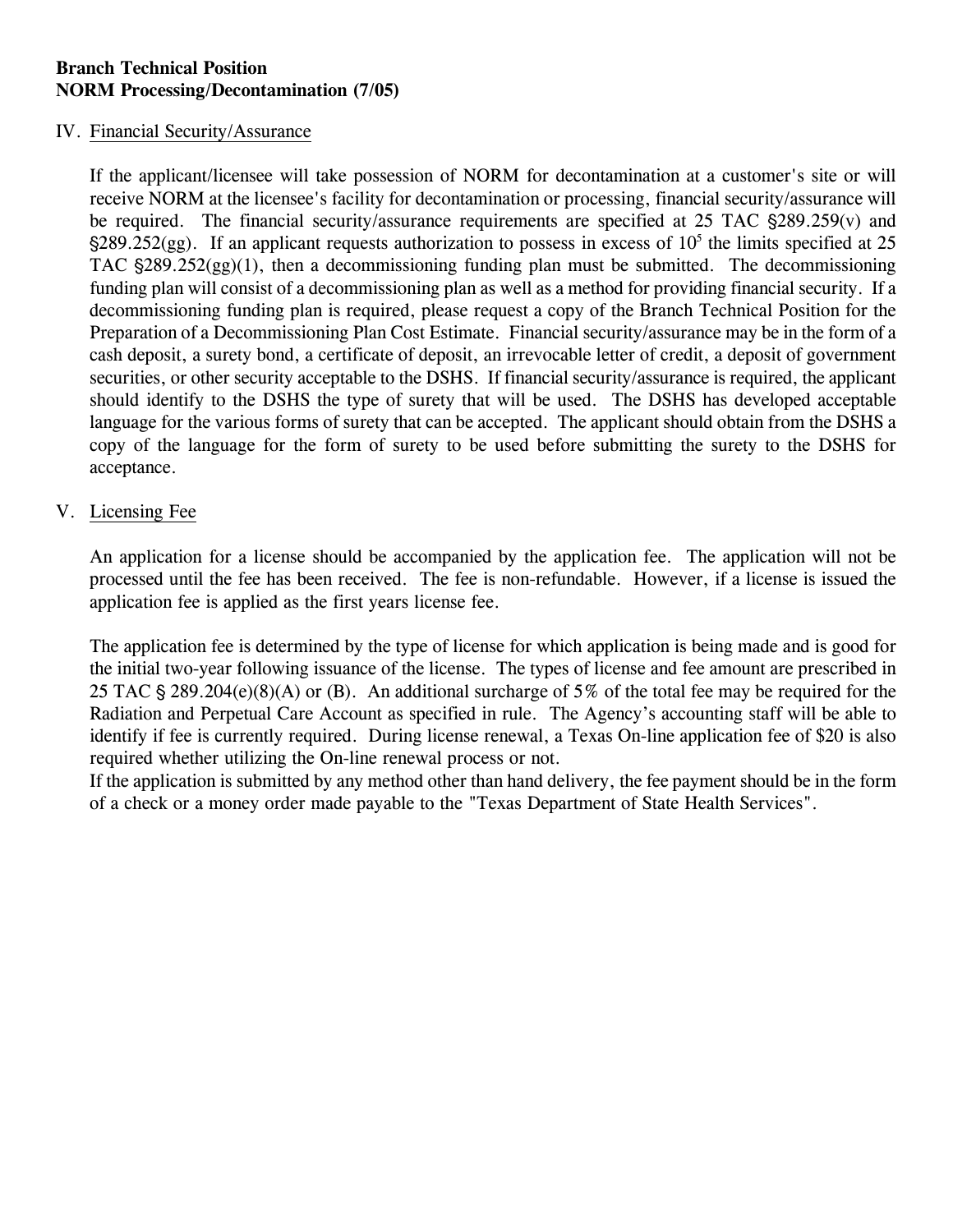**Branch Technical Position**
**NORM Processing/Decontamination (7/05)**

IV. Financial Security/Assurance

If the applicant/licensee will take possession of NORM for decontamination at a customer's site or will receive NORM at the licensee's facility for decontamination or processing, financial security/assurance will be required. The financial security/assurance requirements are specified at 25 TAC §289.259(v) and §289.252(gg). If an applicant requests authorization to possess in excess of $10^5$ the limits specified at 25 TAC §289.252(gg)(1), then a decommissioning funding plan must be submitted. The decommissioning funding plan will consist of a decommissioning plan as well as a method for providing financial security. If a decommissioning funding plan is required, please request a copy of the Branch Technical Position for the Preparation of a Decommissioning Plan Cost Estimate. Financial security/assurance may be in the form of a cash deposit, a surety bond, a certificate of deposit, an irrevocable letter of credit, a deposit of government securities, or other security acceptable to the DSHS. If financial security/assurance is required, the applicant should identify to the DSHS the type of surety that will be used. The DSHS has developed acceptable language for the various forms of surety that can be accepted. The applicant should obtain from the DSHS a copy of the language for the form of surety to be used before submitting the surety to the DSHS for acceptance.

V. Licensing Fee

An application for a license should be accompanied by the application fee. The application will not be processed until the fee has been received. The fee is non-refundable. However, if a license is issued the application fee is applied as the first years license fee.

The application fee is determined by the type of license for which application is being made and is good for the initial two-year following issuance of the license. The types of license and fee amount are prescribed in 25 TAC § 289.204(e)(8)(A) or (B). An additional surcharge of 5% of the total fee may be required for the Radiation and Perpetual Care Account as specified in rule. The Agency's accounting staff will be able to identify if fee is currently required. During license renewal, a Texas On-line application fee of $20 is also required whether utilizing the On-line renewal process or not.
If the application is submitted by any method other than hand delivery, the fee payment should be in the form of a check or a money order made payable to the "Texas Department of State Health Services".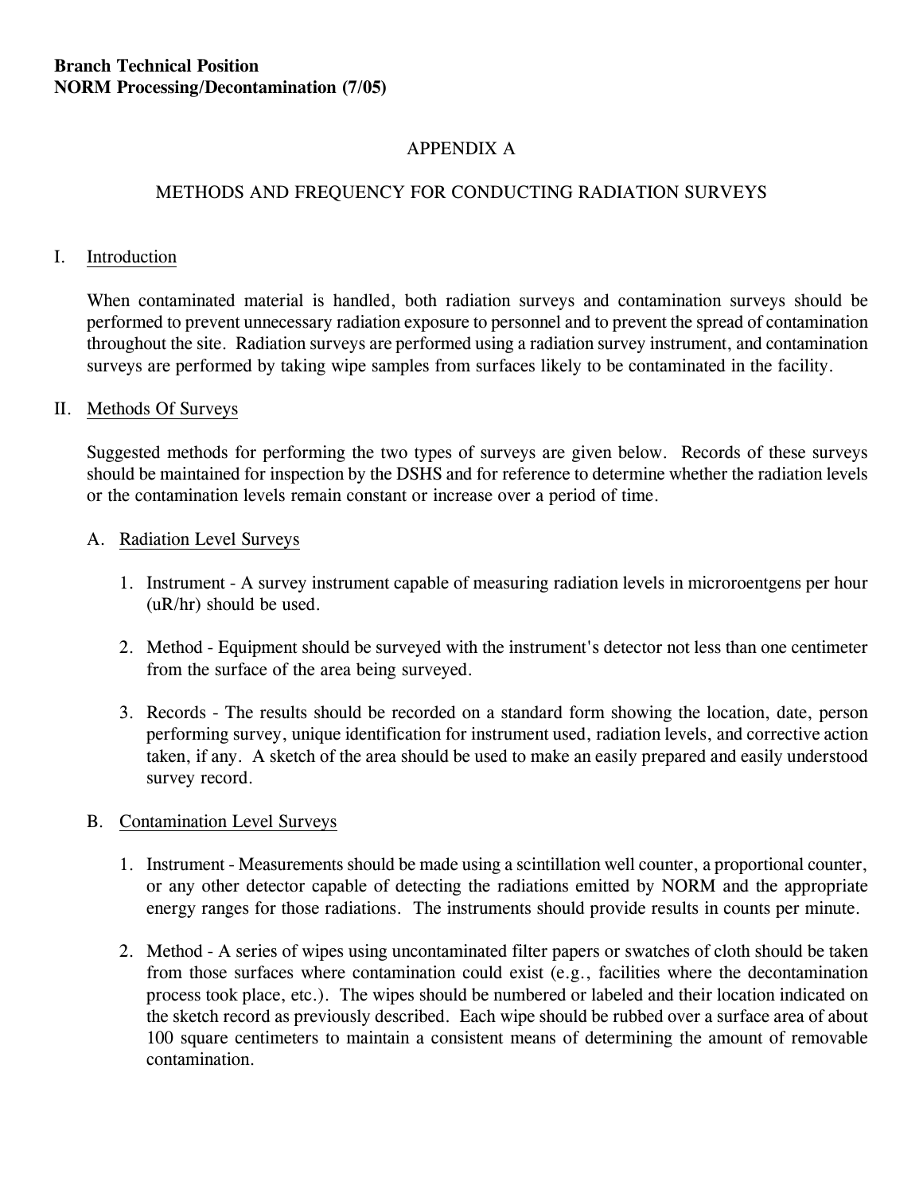**Branch Technical Position**
**NORM Processing/Decontamination (7/05)**

# APPENDIX A

## METHODS AND FREQUENCY FOR CONDUCTING RADIATION SURVEYS

### I. Introduction

When contaminated material is handled, both radiation surveys and contamination surveys should be performed to prevent unnecessary radiation exposure to personnel and to prevent the spread of contamination throughout the site. Radiation surveys are performed using a radiation survey instrument, and contamination surveys are performed by taking wipe samples from surfaces likely to be contaminated in the facility.

### II. Methods Of Surveys

Suggested methods for performing the two types of surveys are given below. Records of these surveys should be maintained for inspection by the DSHS and for reference to determine whether the radiation levels or the contamination levels remain constant or increase over a period of time.

#### A. Radiation Level Surveys

1. Instrument - A survey instrument capable of measuring radiation levels in microroentgens per hour (uR/hr) should be used.

2. Method - Equipment should be surveyed with the instrument's detector not less than one centimeter from the surface of the area being surveyed.

3. Records - The results should be recorded on a standard form showing the location, date, person performing survey, unique identification for instrument used, radiation levels, and corrective action taken, if any. A sketch of the area should be used to make an easily prepared and easily understood survey record.

#### B. Contamination Level Surveys

1. Instrument - Measurements should be made using a scintillation well counter, a proportional counter, or any other detector capable of detecting the radiations emitted by NORM and the appropriate energy ranges for those radiations. The instruments should provide results in counts per minute.

2. Method - A series of wipes using uncontaminated filter papers or swatches of cloth should be taken from those surfaces where contamination could exist (e.g., facilities where the decontamination process took place, etc.). The wipes should be numbered or labeled and their location indicated on the sketch record as previously described. Each wipe should be rubbed over a surface area of about 100 square centimeters to maintain a consistent means of determining the amount of removable contamination.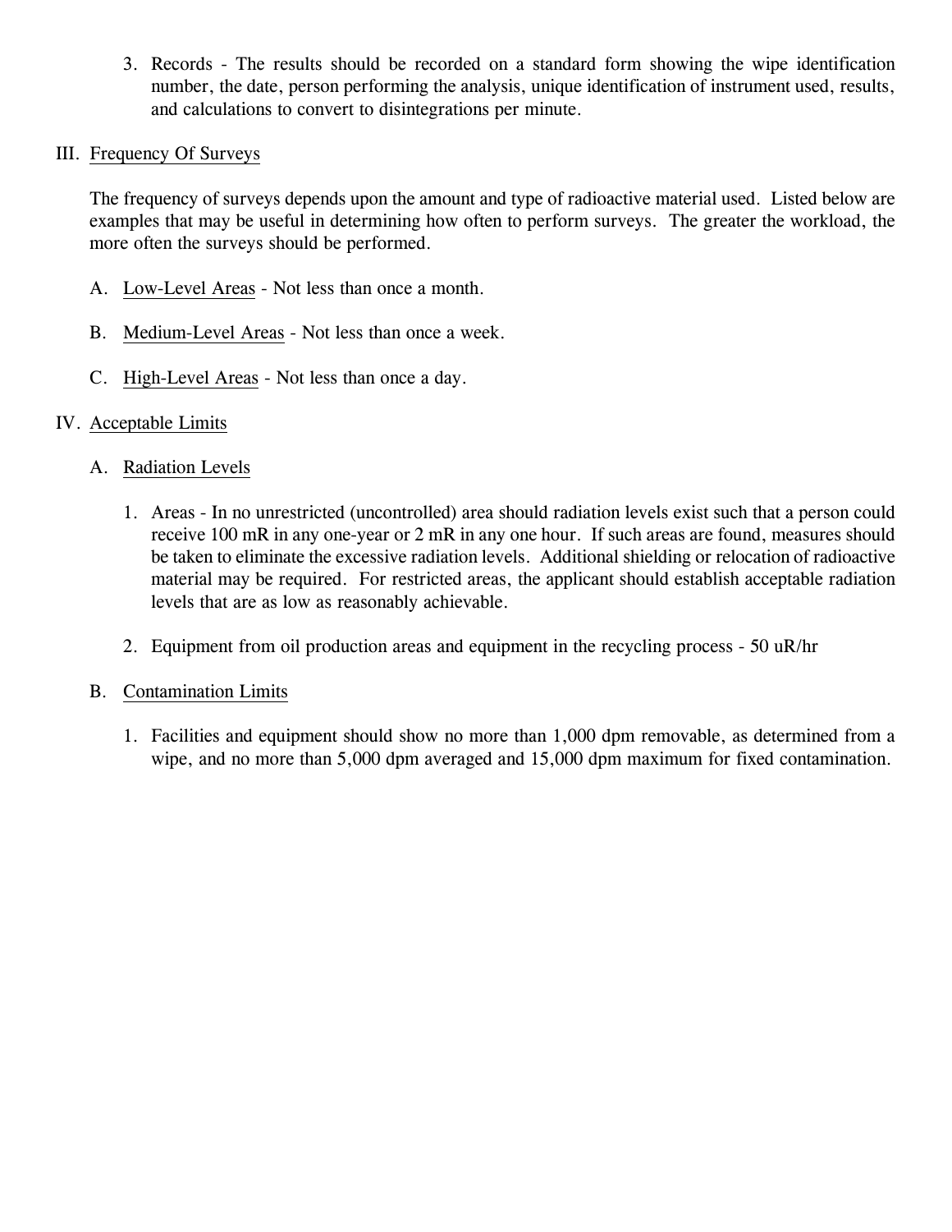3. Records - The results should be recorded on a standard form showing the wipe identification number, the date, person performing the analysis, unique identification of instrument used, results, and calculations to convert to disintegrations per minute.

## III. Frequency Of Surveys

The frequency of surveys depends upon the amount and type of radioactive material used. Listed below are examples that may be useful in determining how often to perform surveys. The greater the workload, the more often the surveys should be performed.

A. Low-Level Areas - Not less than once a month.

B. Medium-Level Areas - Not less than once a week.

C. High-Level Areas - Not less than once a day.

## IV. Acceptable Limits

### A. Radiation Levels

1. Areas - In no unrestricted (uncontrolled) area should radiation levels exist such that a person could receive 100 mR in any one-year or 2 mR in any one hour. If such areas are found, measures should be taken to eliminate the excessive radiation levels. Additional shielding or relocation of radioactive material may be required. For restricted areas, the applicant should establish acceptable radiation levels that are as low as reasonably achievable.

2. Equipment from oil production areas and equipment in the recycling process - 50 uR/hr

### B. Contamination Limits

1. Facilities and equipment should show no more than 1,000 dpm removable, as determined from a wipe, and no more than 5,000 dpm averaged and 15,000 dpm maximum for fixed contamination.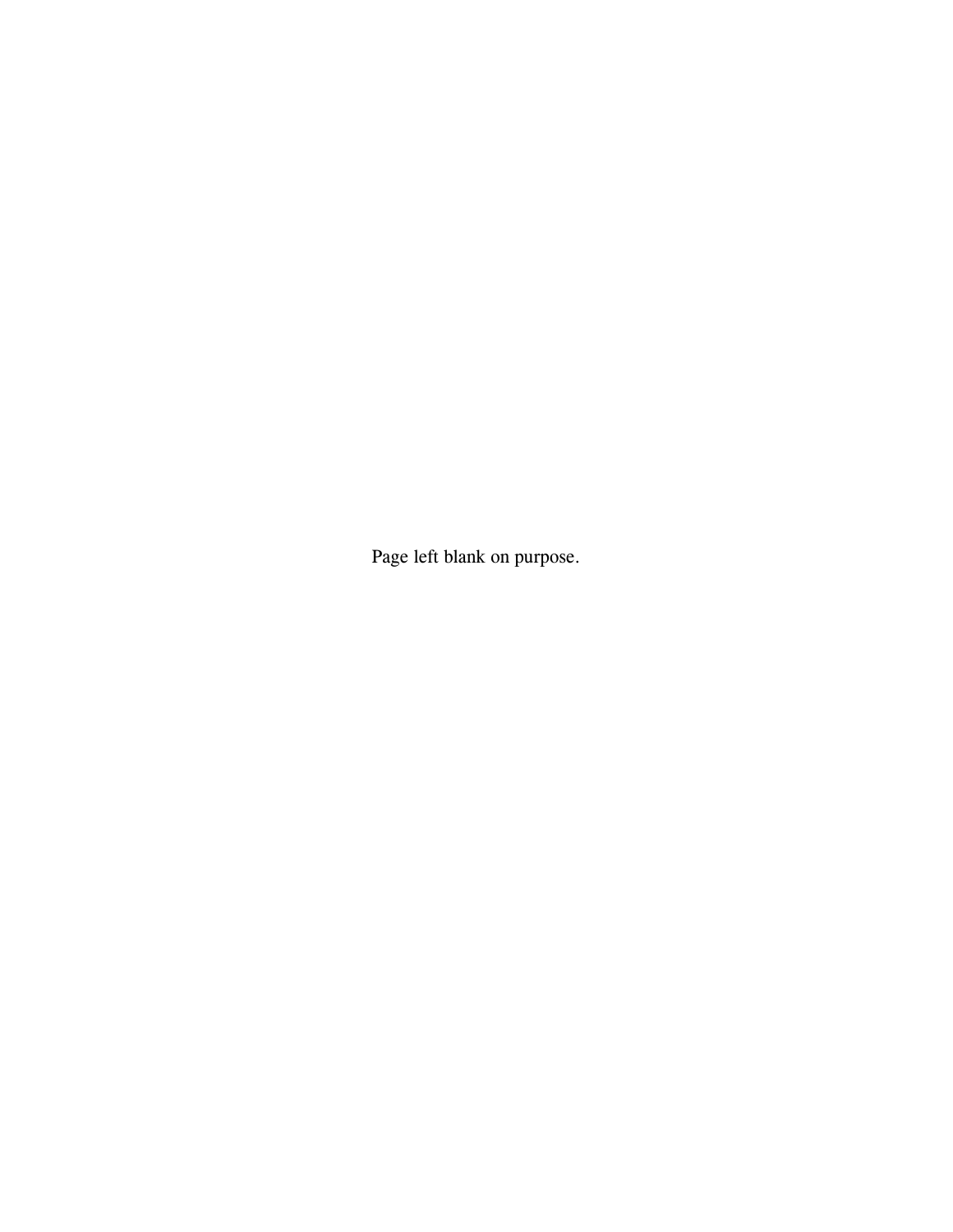Page left blank on purpose.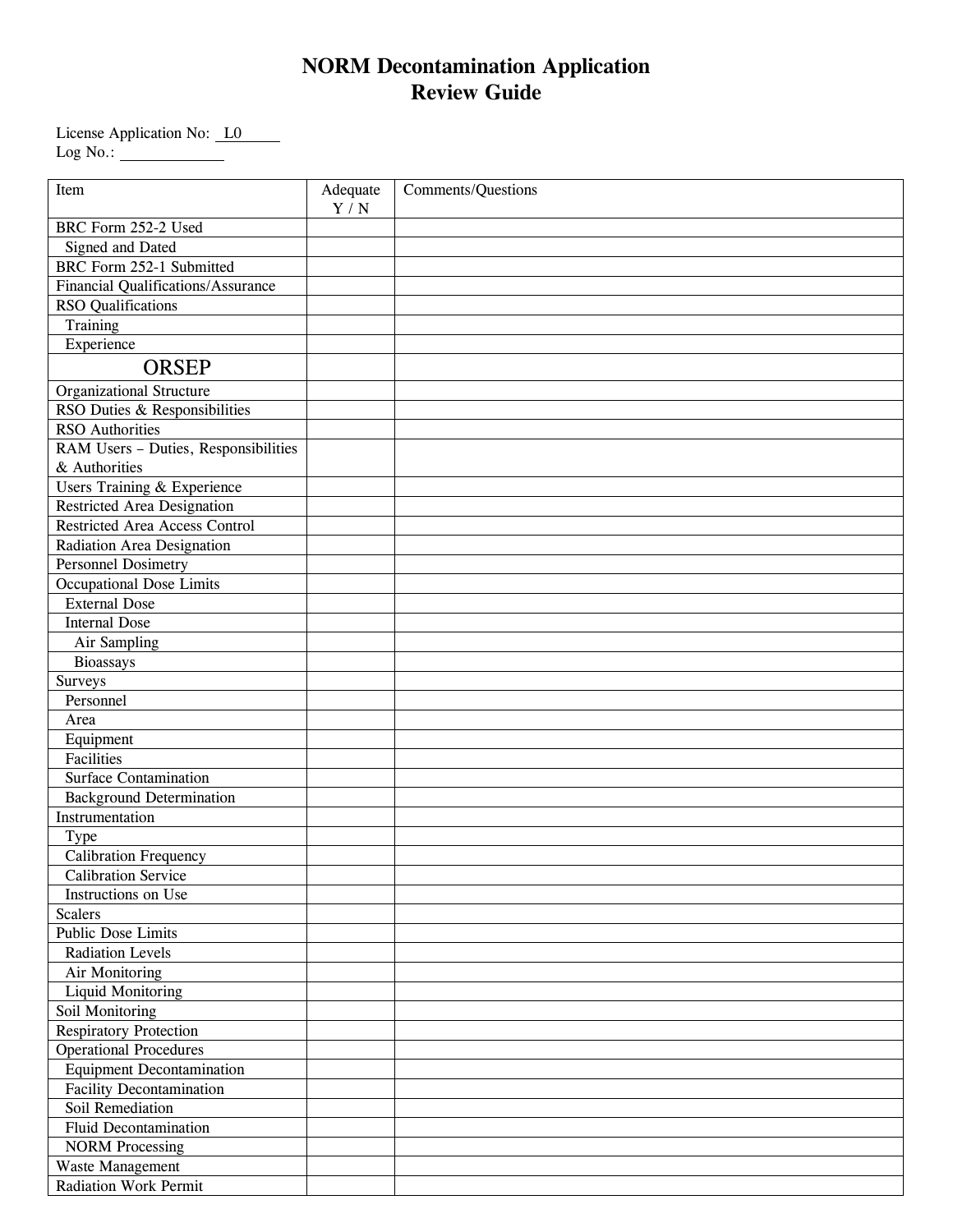# NORM Decontamination Application Review Guide

License Application No: L0
Log No.:

| Item | Adequate Y / N | Comments/Questions |
|---|---|---|
| BRC Form 252-2 Used | | |
| Signed and Dated | | |
| BRC Form 252-1 Submitted | | |
| Financial Qualifications/Assurance | | |
| RSO Qualifications | | |
| Training | | |
| Experience | | |
| **ORSEP** | | |
| Organizational Structure | | |
| RSO Duties & Responsibilities | | |
| RSO Authorities | | |
| RAM Users – Duties, Responsibilities & Authorities | | |
| Users Training & Experience | | |
| Restricted Area Designation | | |
| Restricted Area Access Control | | |
| Radiation Area Designation | | |
| Personnel Dosimetry | | |
| Occupational Dose Limits | | |
| External Dose | | |
| Internal Dose | | |
| Air Sampling | | |
| Bioassays | | |
| Surveys | | |
| Personnel | | |
| Area | | |
| Equipment | | |
| Facilities | | |
| Surface Contamination | | |
| Background Determination | | |
| Instrumentation | | |
| Type | | |
| Calibration Frequency | | |
| Calibration Service | | |
| Instructions on Use | | |
| Scalers | | |
| Public Dose Limits | | |
| Radiation Levels | | |
| Air Monitoring | | |
| Liquid Monitoring | | |
| Soil Monitoring | | |
| Respiratory Protection | | |
| Operational Procedures | | |
| Equipment Decontamination | | |
| Facility Decontamination | | |
| Soil Remediation | | |
| Fluid Decontamination | | |
| NORM Processing | | |
| Waste Management | | |
| Radiation Work Permit | | |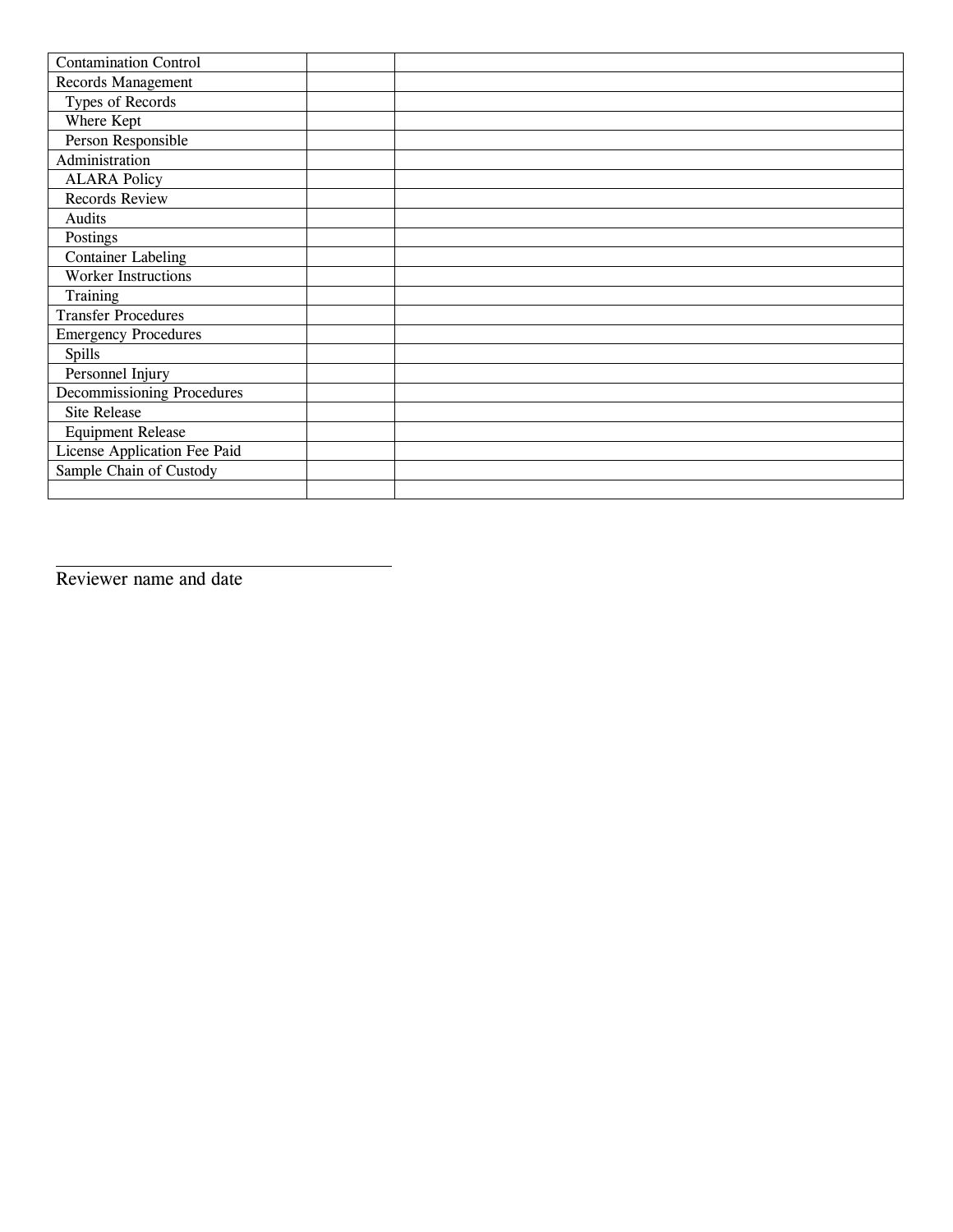| | | |
|---|---|---|
| Contamination Control | | |
| Records Management | | |
| Types of Records | | |
| Where Kept | | |
| Person Responsible | | |
| Administration | | |
| ALARA Policy | | |
| Records Review | | |
| Audits | | |
| Postings | | |
| Container Labeling | | |
| Worker Instructions | | |
| Training | | |
| Transfer Procedures | | |
| Emergency Procedures | | |
| Spills | | |
| Personnel Injury | | |
| Decommissioning Procedures | | |
| Site Release | | |
| Equipment Release | | |
| License Application Fee Paid | | |
| Sample Chain of Custody | | |
| | | |

_______________________________

Reviewer name and date